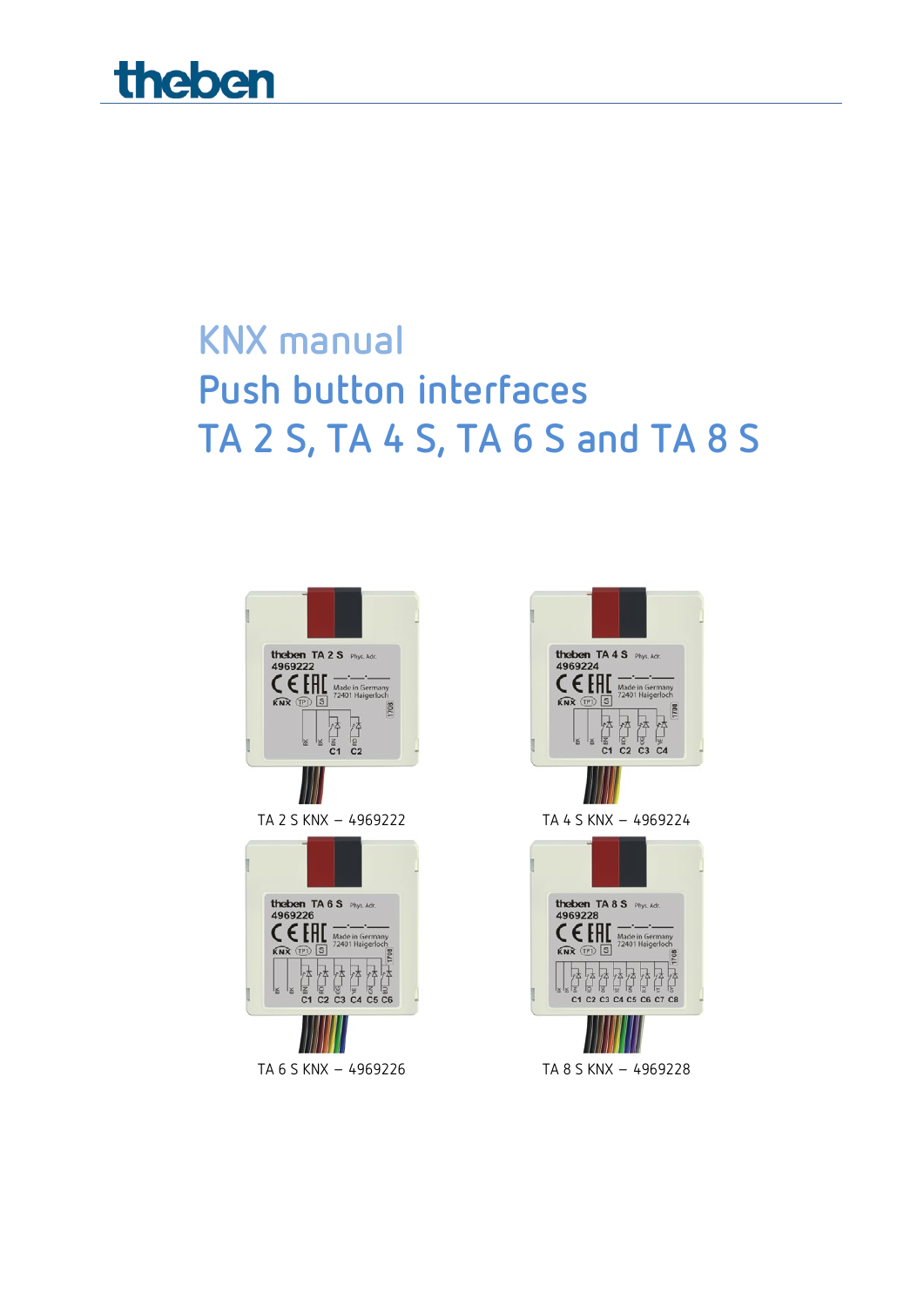# KNX manual

# Push button interfaces

# TA 2 S, TA 4 S, TA 6 S and TA 8 S

TA 2 S KNX – 4969222

TA 4 S KNX – 4969224

TA 6 S KNX – 4969226

TA 8 S KNX – 4969228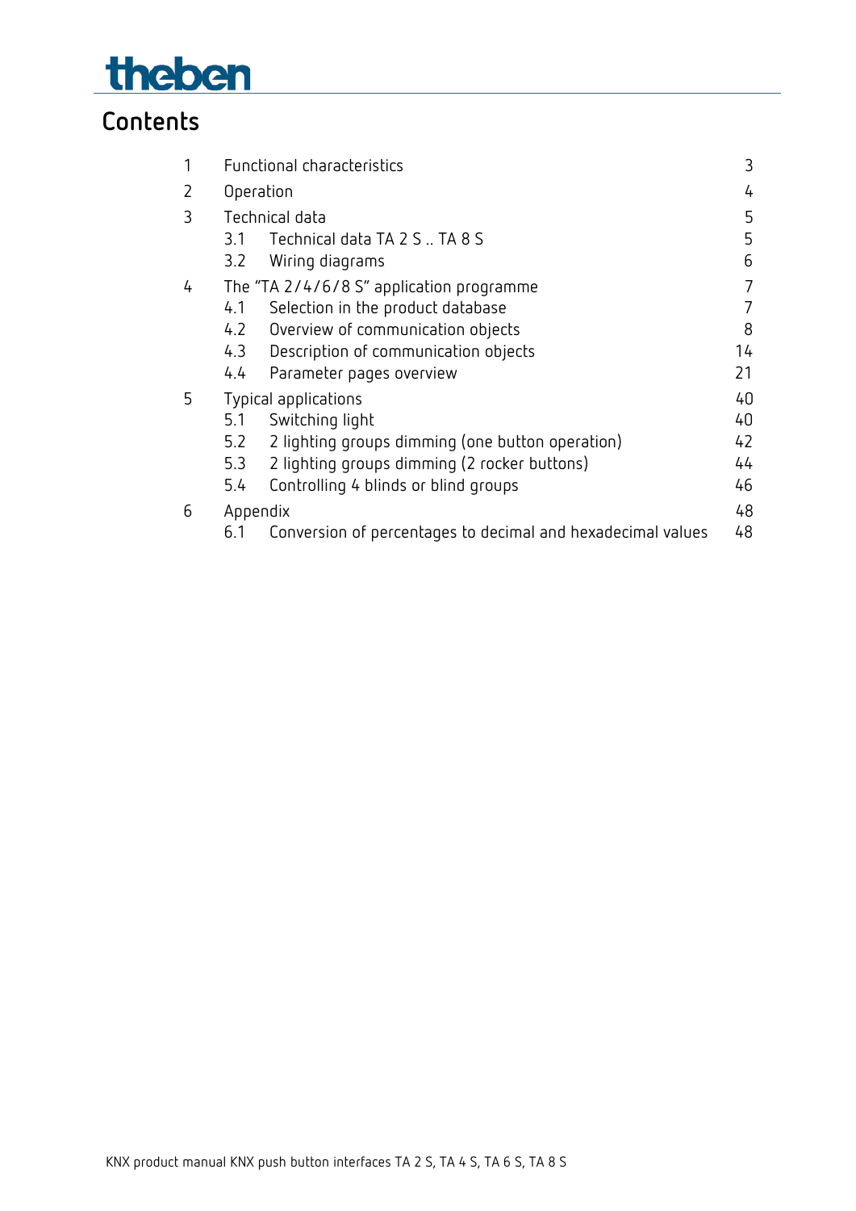# Contents

| | | |
|---|---|---|
| 1 | Functional characteristics | 3 |
| 2 | Operation | 4 |
| 3 | Technical data | 5 |
| | 3.1 Technical data TA 2 S .. TA 8 S | 5 |
| | 3.2 Wiring diagrams | 6 |
| 4 | The "TA 2/4/6/8 S" application programme | 7 |
| | 4.1 Selection in the product database | 7 |
| | 4.2 Overview of communication objects | 8 |
| | 4.3 Description of communication objects | 14 |
| | 4.4 Parameter pages overview | 21 |
| 5 | Typical applications | 40 |
| | 5.1 Switching light | 40 |
| | 5.2 2 lighting groups dimming (one button operation) | 42 |
| | 5.3 2 lighting groups dimming (2 rocker buttons) | 44 |
| | 5.4 Controlling 4 blinds or blind groups | 46 |
| 6 | Appendix | 48 |
| | 6.1 Conversion of percentages to decimal and hexadecimal values | 48 |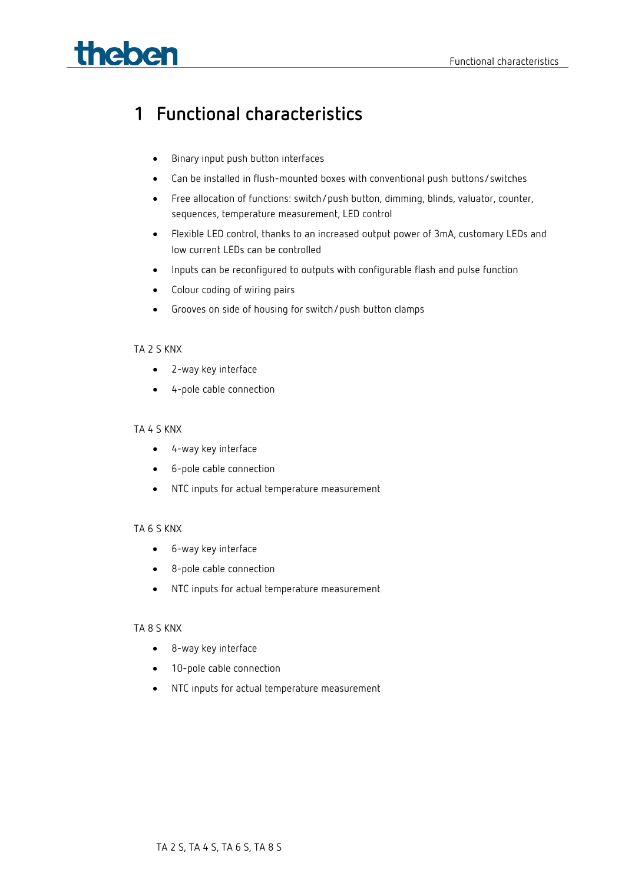# 1 Functional characteristics

- Binary input push button interfaces
- Can be installed in flush-mounted boxes with conventional push buttons/switches
- Free allocation of functions: switch/push button, dimming, blinds, valuator, counter, sequences, temperature measurement, LED control
- Flexible LED control, thanks to an increased output power of 3mA, customary LEDs and low current LEDs can be controlled
- Inputs can be reconfigured to outputs with configurable flash and pulse function
- Colour coding of wiring pairs
- Grooves on side of housing for switch/push button clamps

TA 2 S KNX

- 2-way key interface
- 4-pole cable connection

TA 4 S KNX

- 4-way key interface
- 6-pole cable connection
- NTC inputs for actual temperature measurement

TA 6 S KNX

- 6-way key interface
- 8-pole cable connection
- NTC inputs for actual temperature measurement

TA 8 S KNX

- 8-way key interface
- 10-pole cable connection
- NTC inputs for actual temperature measurement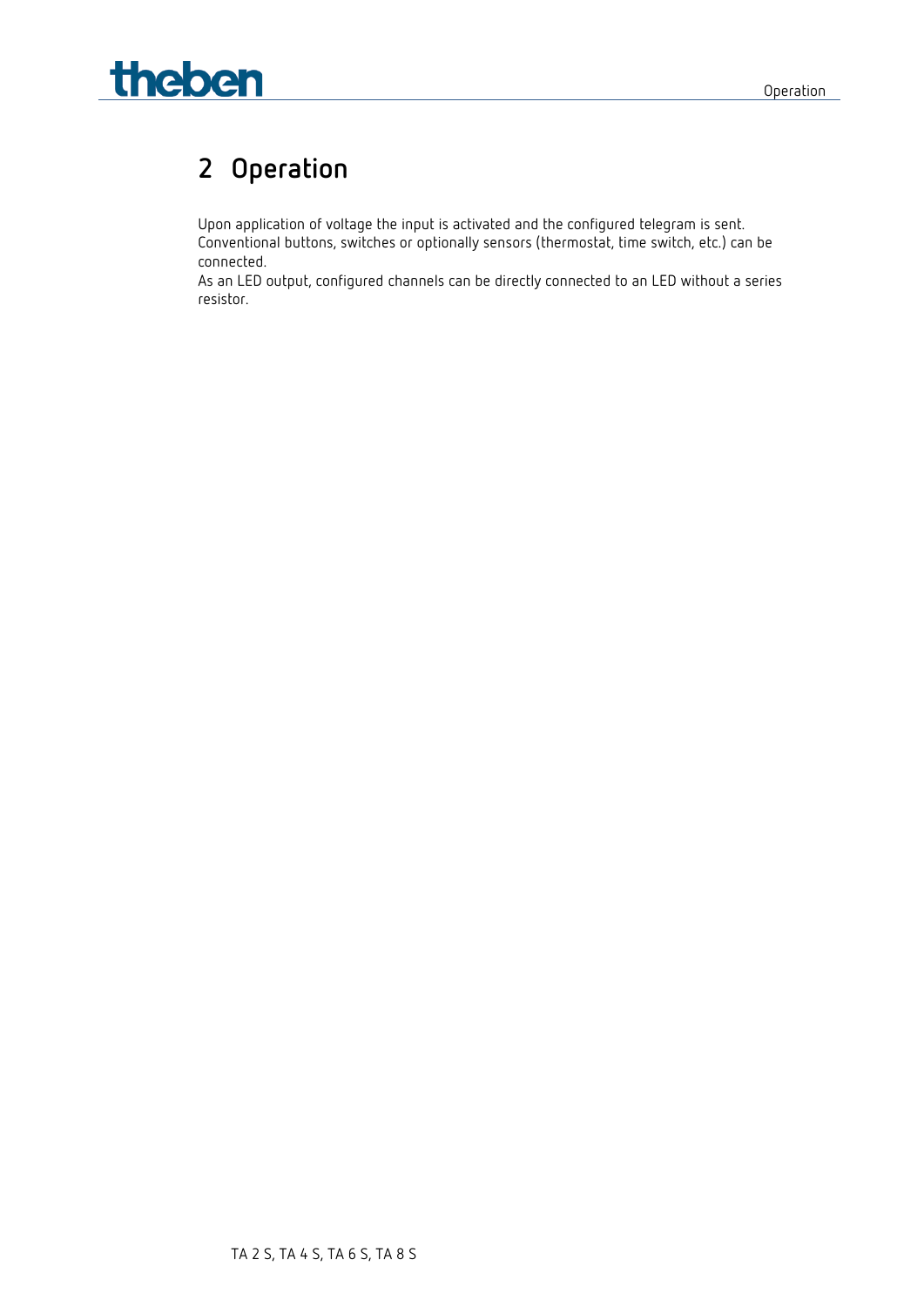# 2 Operation

Upon application of voltage the input is activated and the configured telegram is sent.
Conventional buttons, switches or optionally sensors (thermostat, time switch, etc.) can be connected.
As an LED output, configured channels can be directly connected to an LED without a series resistor.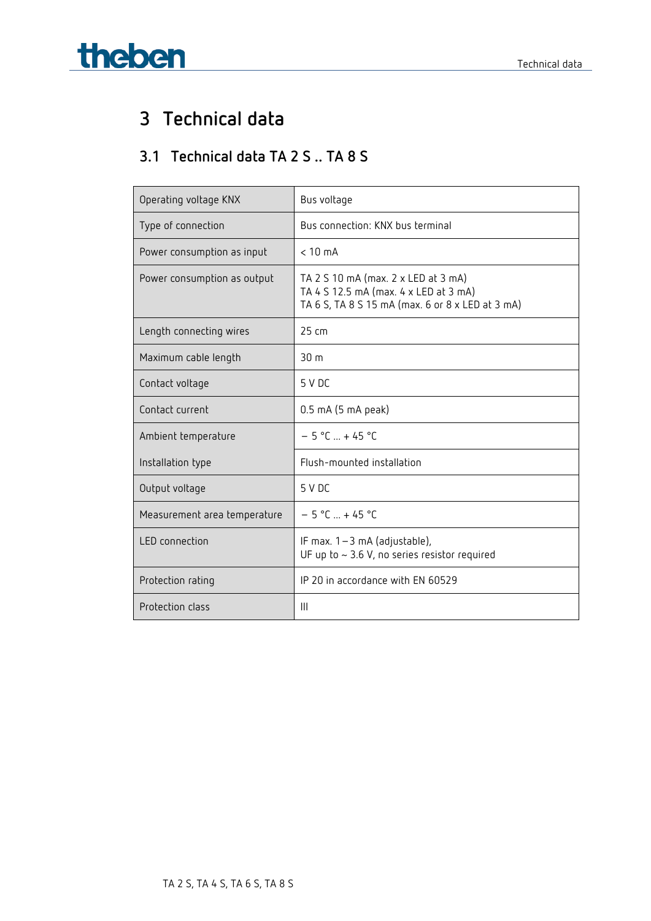# 3 Technical data

## 3.1 Technical data TA 2 S .. TA 8 S

| | |
|---|---|
| Operating voltage KNX | Bus voltage |
| Type of connection | Bus connection: KNX bus terminal |
| Power consumption as input | < 10 mA |
| Power consumption as output | TA 2 S 10 mA (max. 2 x LED at 3 mA)<br>TA 4 S 12.5 mA (max. 4 x LED at 3 mA)<br>TA 6 S, TA 8 S 15 mA (max. 6 or 8 x LED at 3 mA) |
| Length connecting wires | 25 cm |
| Maximum cable length | 30 m |
| Contact voltage | 5 V DC |
| Contact current | 0.5 mA (5 mA peak) |
| Ambient temperature | − 5 °C ... + 45 °C |
| Installation type | Flush-mounted installation |
| Output voltage | 5 V DC |
| Measurement area temperature | − 5 °C ... + 45 °C |
| LED connection | IF max. 1 – 3 mA (adjustable),<br>UF up to ~ 3.6 V, no series resistor required |
| Protection rating | IP 20 in accordance with EN 60529 |
| Protection class | III |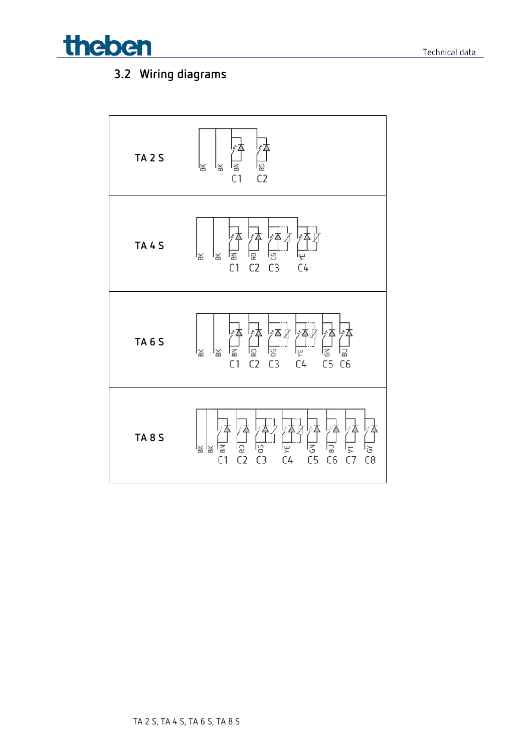## 3.2 Wiring diagrams

| | |
|---|---|
| TA 2 S | BK, BK, BN C1, RD C2 |
| TA 4 S | BK, BK, BN C1, RD C2, OG C3, YE C4 |
| TA 6 S | BK, BK, BN C1, RD C2, OG C3, YE C4, GN C5, BU C6 |
| TA 8 S | BK, BK, BN C1, RD C2, OG C3, YE C4, GN C5, BU C6, VT C7, GY C8 |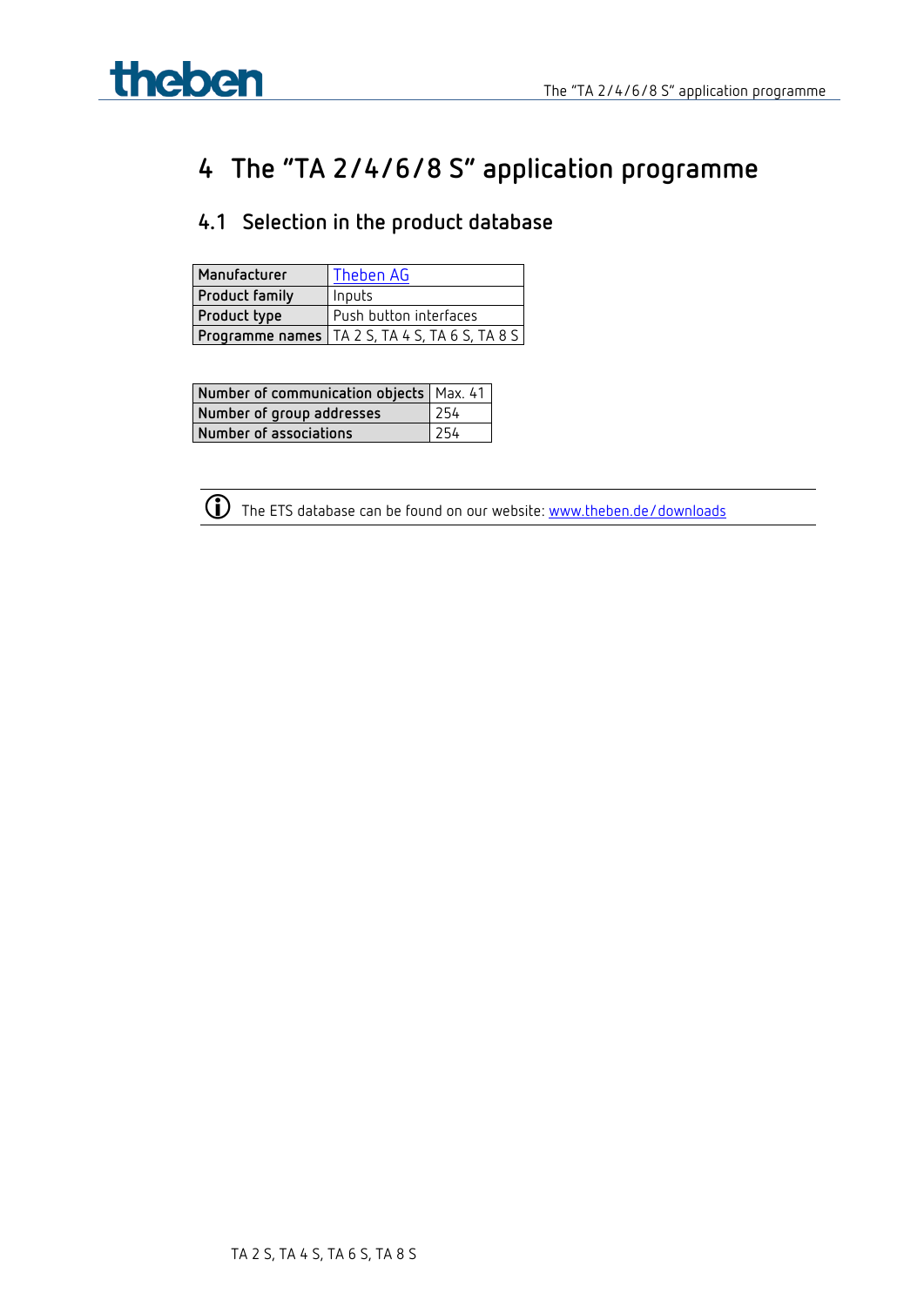# 4 The "TA 2/4/6/8 S" application programme

## 4.1 Selection in the product database

| Manufacturer | Theben AG |
|---|---|
| Product family | Inputs |
| Product type | Push button interfaces |
| Programme names | TA 2 S, TA 4 S, TA 6 S, TA 8 S |

| Number of communication objects | Max. 41 |
|---|---|
| Number of group addresses | 254 |
| Number of associations | 254 |

ⓘ The ETS database can be found on our website: www.theben.de/downloads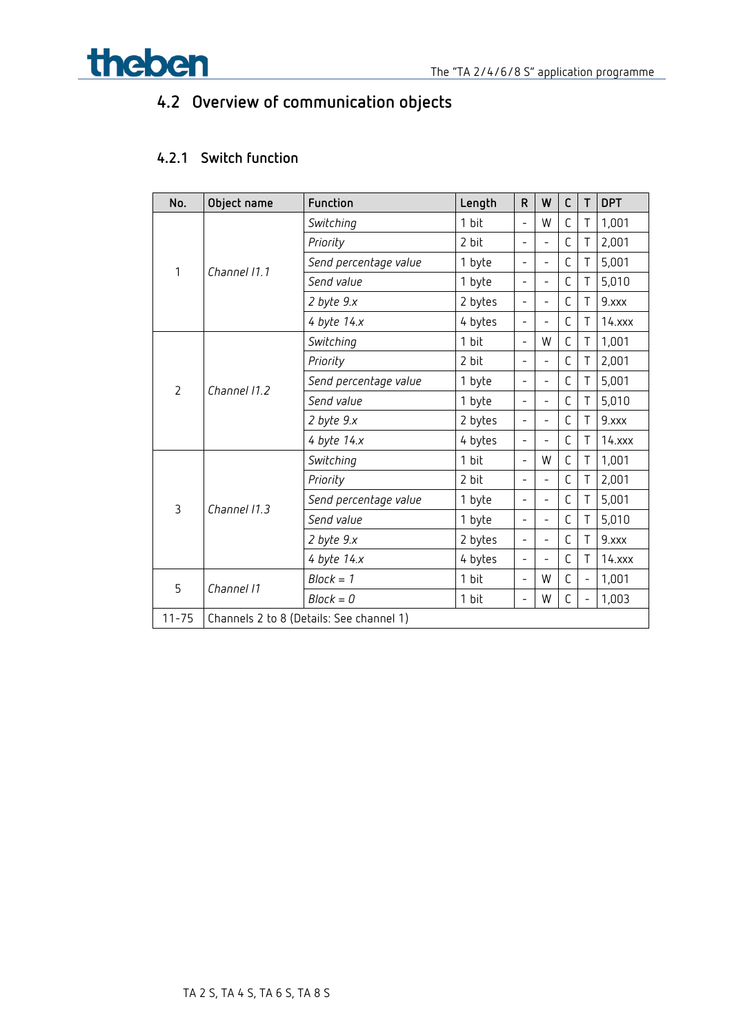## 4.2 Overview of communication objects

### 4.2.1 Switch function

| No. | Object name | Function | Length | R | W | C | T | DPT |
|---|---|---|---|---|---|---|---|---|
| 1 | *Channel I1.1* | *Switching* | 1 bit | - | W | C | T | 1,001 |
| | | *Priority* | 2 bit | - | - | C | T | 2,001 |
| | | *Send percentage value* | 1 byte | - | - | C | T | 5,001 |
| | | *Send value* | 1 byte | - | - | C | T | 5,010 |
| | | *2 byte 9.x* | 2 bytes | - | - | C | T | 9.xxx |
| | | *4 byte 14.x* | 4 bytes | - | - | C | T | 14.xxx |
| 2 | *Channel I1.2* | *Switching* | 1 bit | - | W | C | T | 1,001 |
| | | *Priority* | 2 bit | - | - | C | T | 2,001 |
| | | *Send percentage value* | 1 byte | - | - | C | T | 5,001 |
| | | *Send value* | 1 byte | - | - | C | T | 5,010 |
| | | *2 byte 9.x* | 2 bytes | - | - | C | T | 9.xxx |
| | | *4 byte 14.x* | 4 bytes | - | - | C | T | 14.xxx |
| 3 | *Channel I1.3* | *Switching* | 1 bit | - | W | C | T | 1,001 |
| | | *Priority* | 2 bit | - | - | C | T | 2,001 |
| | | *Send percentage value* | 1 byte | - | - | C | T | 5,001 |
| | | *Send value* | 1 byte | - | - | C | T | 5,010 |
| | | *2 byte 9.x* | 2 bytes | - | - | C | T | 9.xxx |
| | | *4 byte 14.x* | 4 bytes | - | - | C | T | 14.xxx |
| 5 | *Channel I1* | *Block = 1* | 1 bit | - | W | C | - | 1,001 |
| | | *Block = 0* | 1 bit | - | W | C | - | 1,003 |
| 11-75 | Channels 2 to 8 (Details: See channel 1) | | | | | | | |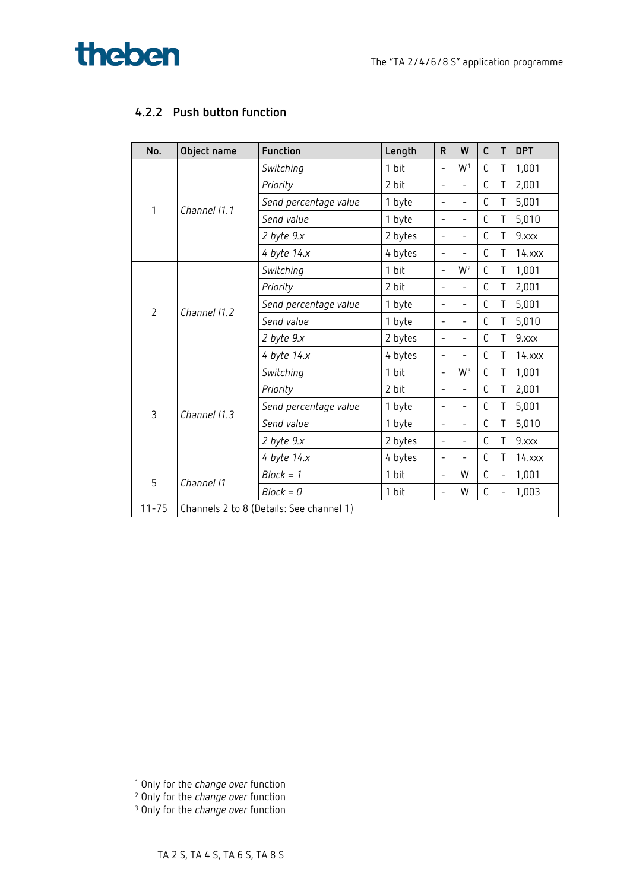### 4.2.2 Push button function

| No. | Object name | Function | Length | R | W | C | T | DPT |
|---|---|---|---|---|---|---|---|---|
| 1 | *Channel I1.1* | *Switching* | 1 bit | - | W[1] | C | T | 1,001 |
| | | *Priority* | 2 bit | - | - | C | T | 2,001 |
| | | *Send percentage value* | 1 byte | - | - | C | T | 5,001 |
| | | *Send value* | 1 byte | - | - | C | T | 5,010 |
| | | *2 byte 9.x* | 2 bytes | - | - | C | T | 9.xxx |
| | | *4 byte 14.x* | 4 bytes | - | - | C | T | 14.xxx |
| 2 | *Channel I1.2* | *Switching* | 1 bit | - | W[2] | C | T | 1,001 |
| | | *Priority* | 2 bit | - | - | C | T | 2,001 |
| | | *Send percentage value* | 1 byte | - | - | C | T | 5,001 |
| | | *Send value* | 1 byte | - | - | C | T | 5,010 |
| | | *2 byte 9.x* | 2 bytes | - | - | C | T | 9.xxx |
| | | *4 byte 14.x* | 4 bytes | - | - | C | T | 14.xxx |
| 3 | *Channel I1.3* | *Switching* | 1 bit | - | W[3] | C | T | 1,001 |
| | | *Priority* | 2 bit | - | - | C | T | 2,001 |
| | | *Send percentage value* | 1 byte | - | - | C | T | 5,001 |
| | | *Send value* | 1 byte | - | - | C | T | 5,010 |
| | | *2 byte 9.x* | 2 bytes | - | - | C | T | 9.xxx |
| | | *4 byte 14.x* | 4 bytes | - | - | C | T | 14.xxx |
| 5 | *Channel I1* | *Block = 1* | 1 bit | - | W | C | - | 1,001 |
| | | *Block = 0* | 1 bit | - | W | C | - | 1,003 |
| 11-75 | Channels 2 to 8 (Details: See channel 1) | | | | | | | |

[1] Only for the *change over* function
[2] Only for the *change over* function
[3] Only for the *change over* function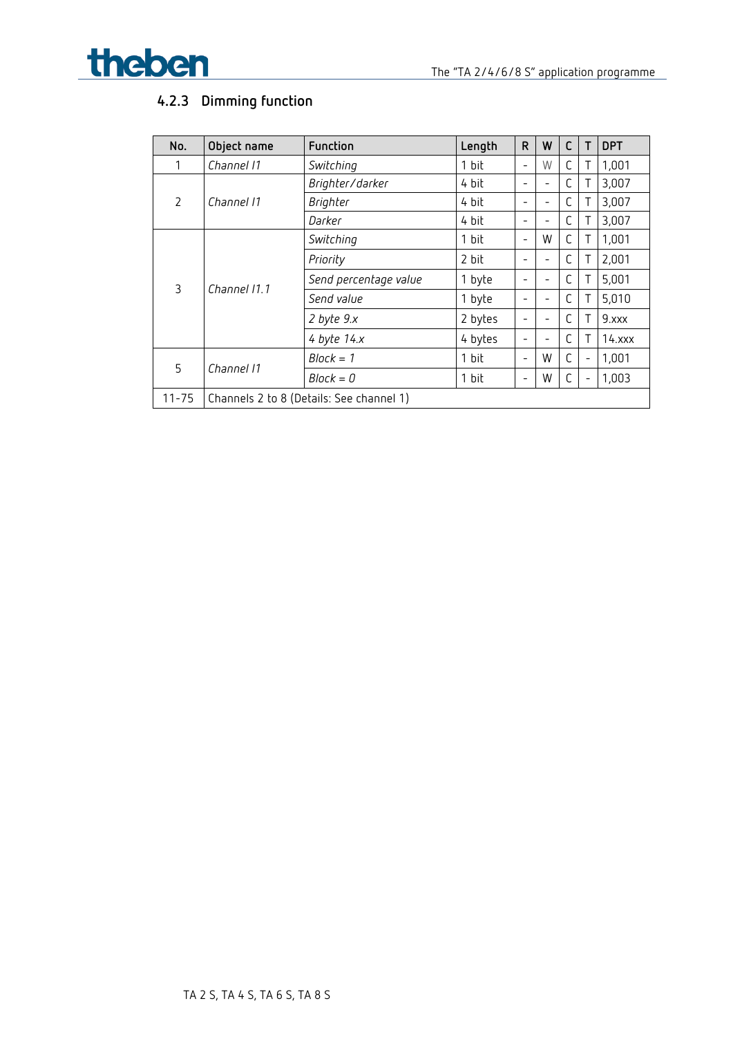### 4.2.3 Dimming function

| No. | Object name | Function | Length | R | W | C | T | DPT |
|---|---|---|---|---|---|---|---|---|
| 1 | *Channel I1* | *Switching* | 1 bit | - | W | C | T | 1,001 |
| 2 | *Channel I1* | *Brighter/darker* | 4 bit | - | - | C | T | 3,007 |
| | | *Brighter* | 4 bit | - | - | C | T | 3,007 |
| | | *Darker* | 4 bit | - | - | C | T | 3,007 |
| 3 | *Channel I1.1* | *Switching* | 1 bit | - | W | C | T | 1,001 |
| | | *Priority* | 2 bit | - | - | C | T | 2,001 |
| | | *Send percentage value* | 1 byte | - | - | C | T | 5,001 |
| | | *Send value* | 1 byte | - | - | C | T | 5,010 |
| | | *2 byte 9.x* | 2 bytes | - | - | C | T | 9.xxx |
| | | *4 byte 14.x* | 4 bytes | - | - | C | T | 14.xxx |
| 5 | *Channel I1* | *Block = 1* | 1 bit | - | W | C | - | 1,001 |
| | | *Block = 0* | 1 bit | - | W | C | - | 1,003 |
| 11-75 | Channels 2 to 8 (Details: See channel 1) | | | | | | | |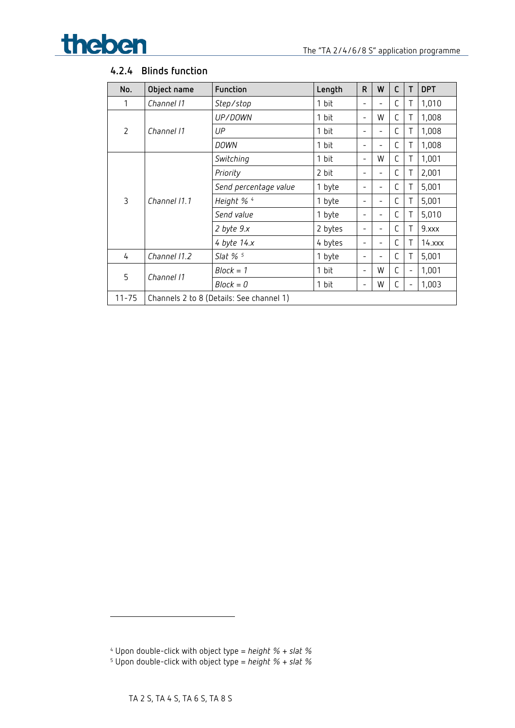### 4.2.4 Blinds function

| No. | Object name | Function | Length | R | W | C | T | DPT |
|---|---|---|---|---|---|---|---|---|
| 1 | *Channel I1* | *Step/stop* | 1 bit | - | - | C | T | 1,010 |
| 2 | *Channel I1* | *UP/DOWN* | 1 bit | - | W | C | T | 1,008 |
| | | *UP* | 1 bit | - | - | C | T | 1,008 |
| | | *DOWN* | 1 bit | - | - | C | T | 1,008 |
| 3 | *Channel I1.1* | *Switching* | 1 bit | - | W | C | T | 1,001 |
| | | *Priority* | 2 bit | - | - | C | T | 2,001 |
| | | *Send percentage value* | 1 byte | - | - | C | T | 5,001 |
| | | *Height %* [4] | 1 byte | - | - | C | T | 5,001 |
| | | *Send value* | 1 byte | - | - | C | T | 5,010 |
| | | *2 byte 9.x* | 2 bytes | - | - | C | T | 9.xxx |
| | | *4 byte 14.x* | 4 bytes | - | - | C | T | 14.xxx |
| 4 | *Channel I1.2* | *Slat %* [5] | 1 byte | - | - | C | T | 5,001 |
| 5 | *Channel I1* | *Block = 1* | 1 bit | - | W | C | - | 1,001 |
| | | *Block = 0* | 1 bit | - | W | C | - | 1,003 |
| 11-75 | Channels 2 to 8 (Details: See channel 1) | | | | | | | |

[4] Upon double-click with object type = *height % + slat %*

[5] Upon double-click with object type = *height % + slat %*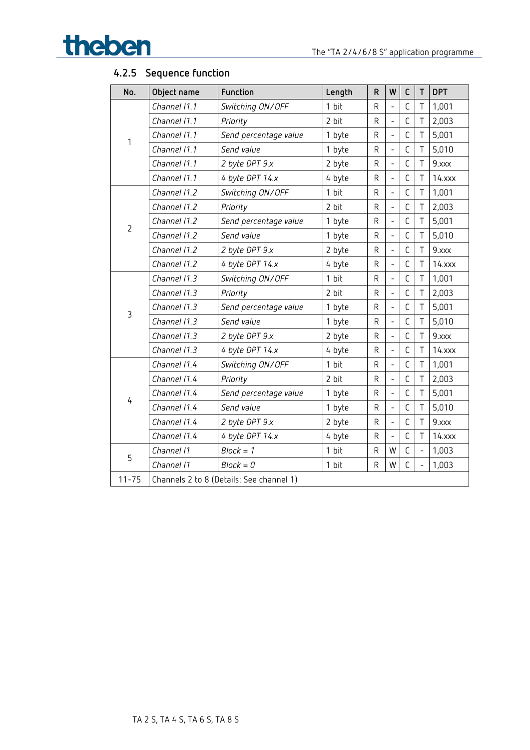### 4.2.5 Sequence function

| No. | Object name | Function | Length | R | W | C | T | DPT |
|---|---|---|---|---|---|---|---|---|
| 1 | *Channel I1.1* | *Switching ON/OFF* | 1 bit | R | - | C | T | 1,001 |
| | *Channel I1.1* | *Priority* | 2 bit | R | - | C | T | 2,003 |
| | *Channel I1.1* | *Send percentage value* | 1 byte | R | - | C | T | 5,001 |
| | *Channel I1.1* | *Send value* | 1 byte | R | - | C | T | 5,010 |
| | *Channel I1.1* | *2 byte DPT 9.x* | 2 byte | R | - | C | T | 9.xxx |
| | *Channel I1.1* | *4 byte DPT 14.x* | 4 byte | R | - | C | T | 14.xxx |
| 2 | *Channel I1.2* | *Switching ON/OFF* | 1 bit | R | - | C | T | 1,001 |
| | *Channel I1.2* | *Priority* | 2 bit | R | - | C | T | 2,003 |
| | *Channel I1.2* | *Send percentage value* | 1 byte | R | - | C | T | 5,001 |
| | *Channel I1.2* | *Send value* | 1 byte | R | - | C | T | 5,010 |
| | *Channel I1.2* | *2 byte DPT 9.x* | 2 byte | R | - | C | T | 9.xxx |
| | *Channel I1.2* | *4 byte DPT 14.x* | 4 byte | R | - | C | T | 14.xxx |
| 3 | *Channel I1.3* | *Switching ON/OFF* | 1 bit | R | - | C | T | 1,001 |
| | *Channel I1.3* | *Priority* | 2 bit | R | - | C | T | 2,003 |
| | *Channel I1.3* | *Send percentage value* | 1 byte | R | - | C | T | 5,001 |
| | *Channel I1.3* | *Send value* | 1 byte | R | - | C | T | 5,010 |
| | *Channel I1.3* | *2 byte DPT 9.x* | 2 byte | R | - | C | T | 9.xxx |
| | *Channel I1.3* | *4 byte DPT 14.x* | 4 byte | R | - | C | T | 14.xxx |
| 4 | *Channel I1.4* | *Switching ON/OFF* | 1 bit | R | - | C | T | 1,001 |
| | *Channel I1.4* | *Priority* | 2 bit | R | - | C | T | 2,003 |
| | *Channel I1.4* | *Send percentage value* | 1 byte | R | - | C | T | 5,001 |
| | *Channel I1.4* | *Send value* | 1 byte | R | - | C | T | 5,010 |
| | *Channel I1.4* | *2 byte DPT 9.x* | 2 byte | R | - | C | T | 9.xxx |
| | *Channel I1.4* | *4 byte DPT 14.x* | 4 byte | R | - | C | T | 14.xxx |
| 5 | *Channel I1* | *Block = 1* | 1 bit | R | W | C | - | 1,003 |
| | *Channel I1* | *Block = 0* | 1 bit | R | W | C | - | 1,003 |
| 11-75 | Channels 2 to 8 (Details: See channel 1) | | | | | | | |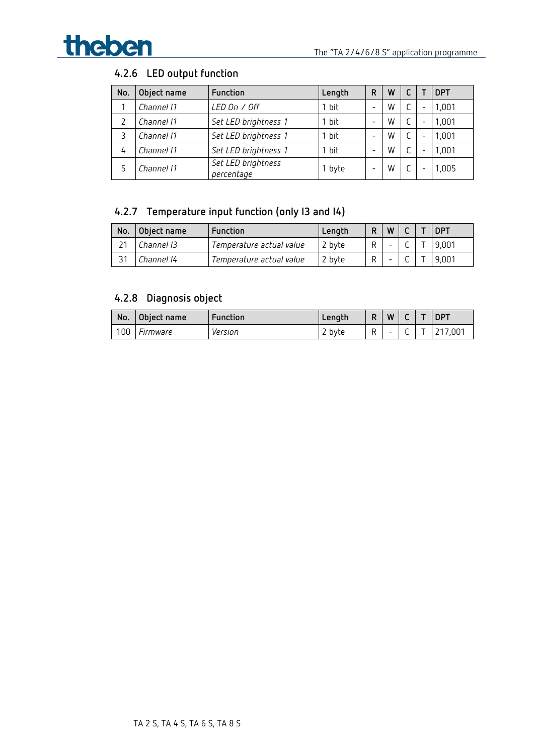### 4.2.6 LED output function

| No. | Object name | Function | Length | R | W | C | T | DPT |
|---|---|---|---|---|---|---|---|---|
| 1 | *Channel I1* | *LED On / Off* | 1 bit | - | W | C | - | 1,001 |
| 2 | *Channel I1* | *Set LED brightness 1* | 1 bit | - | W | C | - | 1,001 |
| 3 | *Channel I1* | *Set LED brightness 1* | 1 bit | - | W | C | - | 1,001 |
| 4 | *Channel I1* | *Set LED brightness 1* | 1 bit | - | W | C | - | 1,001 |
| 5 | *Channel I1* | *Set LED brightness percentage* | 1 byte | - | W | C | - | 1,005 |

### 4.2.7 Temperature input function (only I3 and I4)

| No. | Object name | Function | Length | R | W | C | T | DPT |
|---|---|---|---|---|---|---|---|---|
| 21 | *Channel I3* | *Temperature actual value* | 2 byte | R | - | C | T | 9,001 |
| 31 | *Channel I4* | *Temperature actual value* | 2 byte | R | - | C | T | 9,001 |

### 4.2.8 Diagnosis object

| No. | Object name | Function | Length | R | W | C | T | DPT |
|---|---|---|---|---|---|---|---|---|
| 100 | *Firmware* | *Version* | 2 byte | R | - | C | T | 217,001 |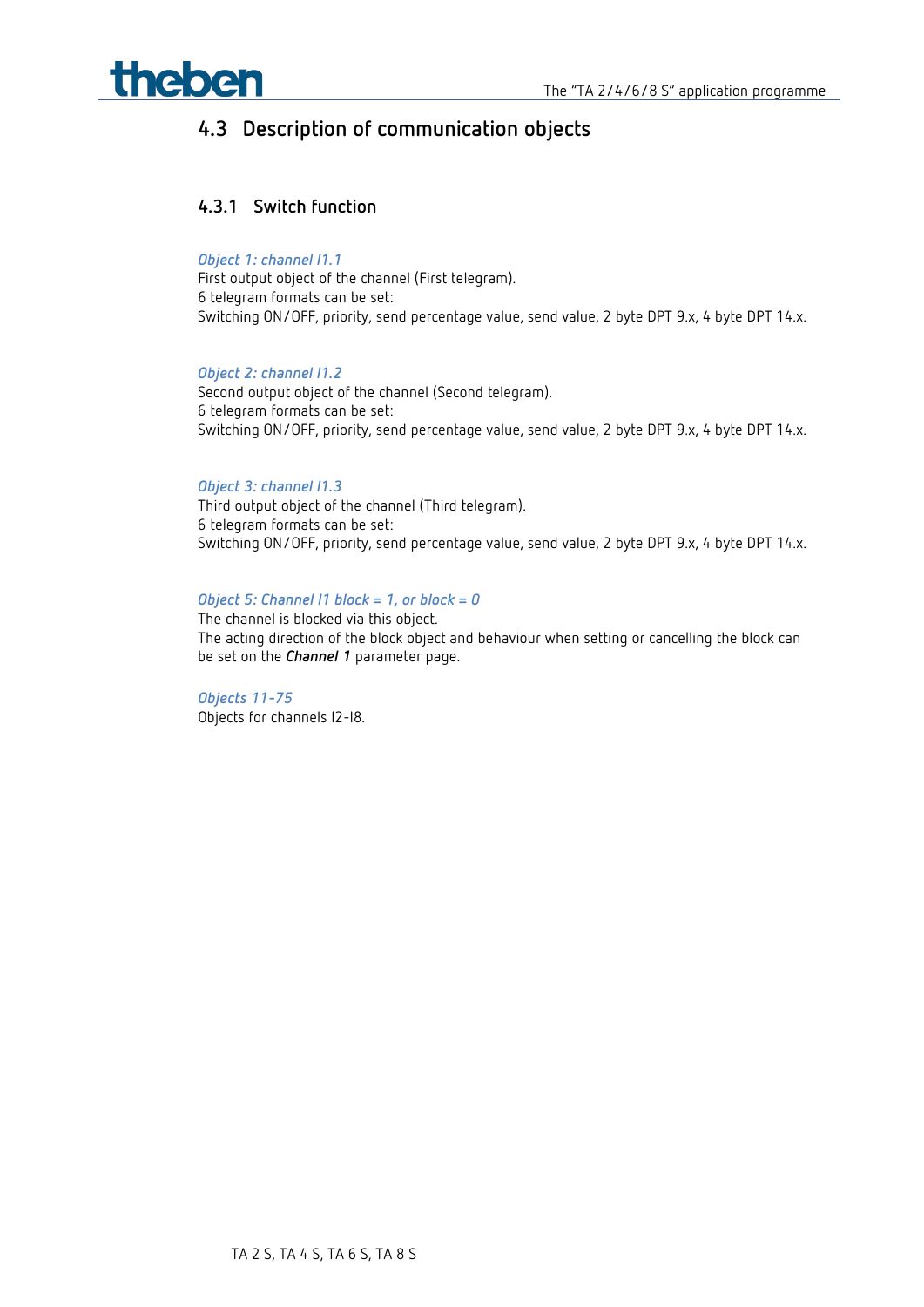## 4.3 Description of communication objects

### 4.3.1 Switch function

*Object 1: channel I1.1*
First output object of the channel (First telegram).
6 telegram formats can be set:
Switching ON/OFF, priority, send percentage value, send value, 2 byte DPT 9.x, 4 byte DPT 14.x.

*Object 2: channel I1.2*
Second output object of the channel (Second telegram).
6 telegram formats can be set:
Switching ON/OFF, priority, send percentage value, send value, 2 byte DPT 9.x, 4 byte DPT 14.x.

*Object 3: channel I1.3*
Third output object of the channel (Third telegram).
6 telegram formats can be set:
Switching ON/OFF, priority, send percentage value, send value, 2 byte DPT 9.x, 4 byte DPT 14.x.

*Object 5: Channel I1 block = 1, or block = 0*
The channel is blocked via this object.
The acting direction of the block object and behaviour when setting or cancelling the block can be set on the ***Channel 1*** parameter page.

*Objects 11-75*
Objects for channels I2-I8.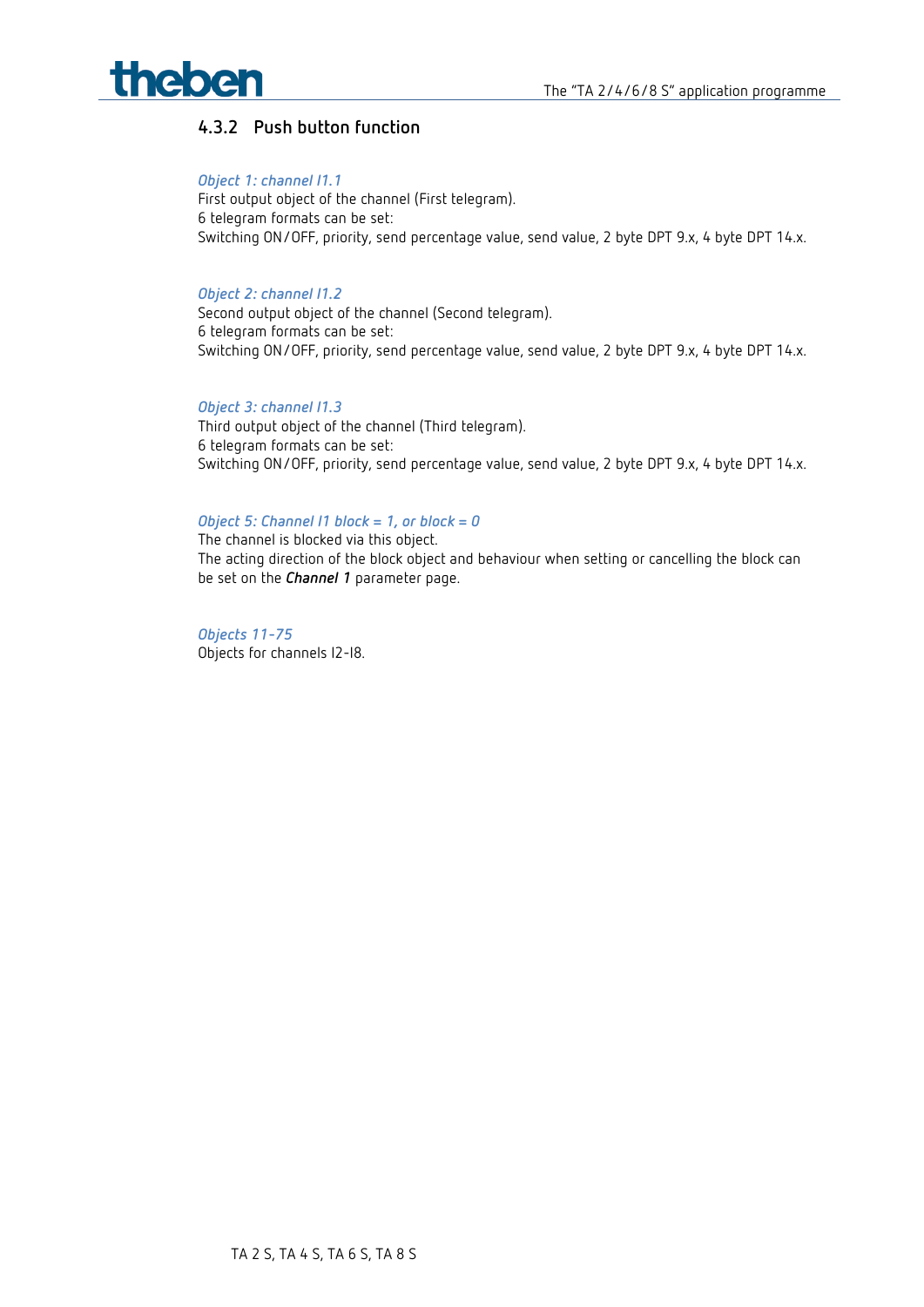### 4.3.2 Push button function

*Object 1: channel I1.1*
First output object of the channel (First telegram).
6 telegram formats can be set:
Switching ON/OFF, priority, send percentage value, send value, 2 byte DPT 9.x, 4 byte DPT 14.x.

*Object 2: channel I1.2*
Second output object of the channel (Second telegram).
6 telegram formats can be set:
Switching ON/OFF, priority, send percentage value, send value, 2 byte DPT 9.x, 4 byte DPT 14.x.

*Object 3: channel I1.3*
Third output object of the channel (Third telegram).
6 telegram formats can be set:
Switching ON/OFF, priority, send percentage value, send value, 2 byte DPT 9.x, 4 byte DPT 14.x.

*Object 5: Channel I1 block = 1, or block = 0*
The channel is blocked via this object.
The acting direction of the block object and behaviour when setting or cancelling the block can be set on the ***Channel 1*** parameter page.

*Objects 11-75*
Objects for channels I2-I8.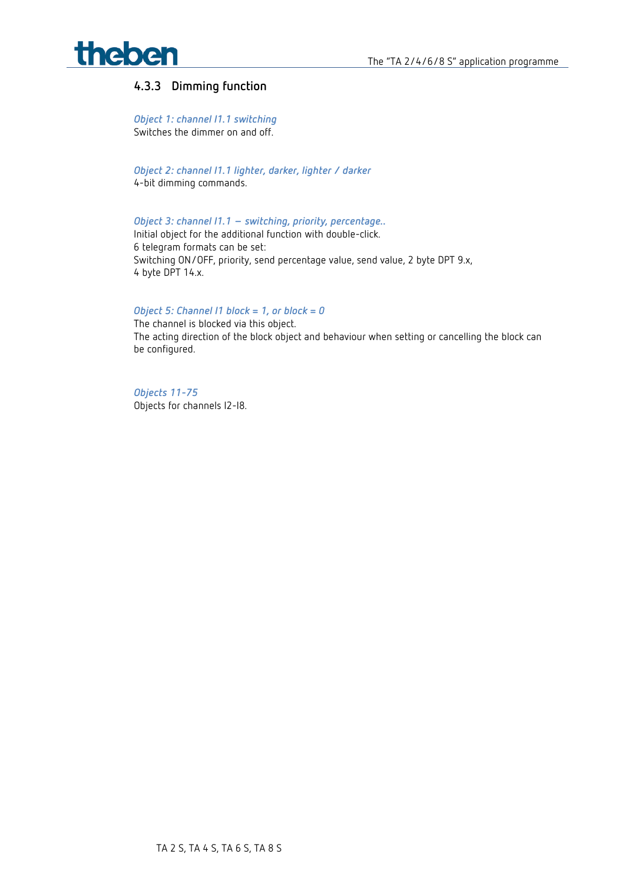### 4.3.3 Dimming function

*Object 1: channel I1.1 switching*
Switches the dimmer on and off.

*Object 2: channel I1.1 lighter, darker, lighter / darker*
4-bit dimming commands.

*Object 3: channel I1.1 – switching, priority, percentage..*
Initial object for the additional function with double-click.
6 telegram formats can be set:
Switching ON/OFF, priority, send percentage value, send value, 2 byte DPT 9.x,
4 byte DPT 14.x.

*Object 5: Channel I1 block = 1, or block = 0*
The channel is blocked via this object.
The acting direction of the block object and behaviour when setting or cancelling the block can be configured.

*Objects 11-75*
Objects for channels I2-I8.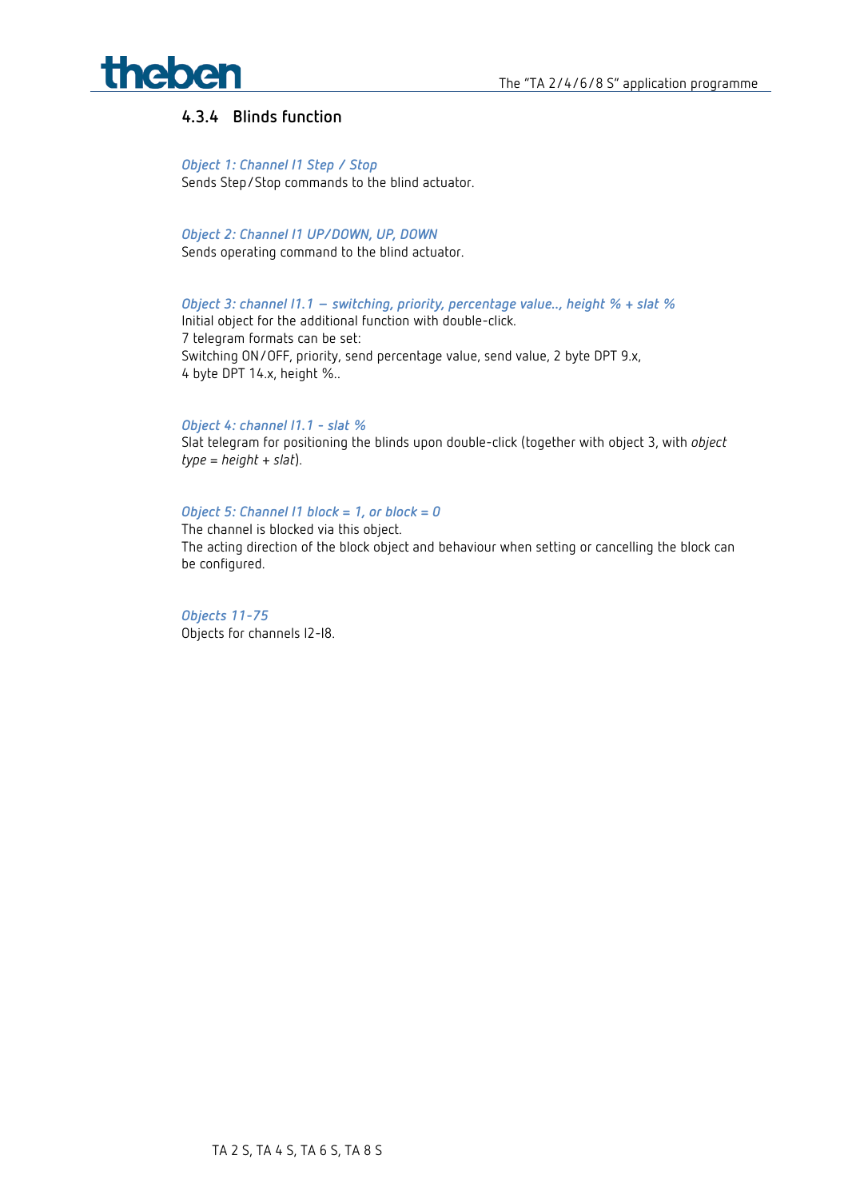### 4.3.4 Blinds function

*Object 1: Channel I1 Step / Stop*
Sends Step/Stop commands to the blind actuator.

*Object 2: Channel I1 UP/DOWN, UP, DOWN*
Sends operating command to the blind actuator.

*Object 3: channel I1.1 – switching, priority, percentage value.., height % + slat %*
Initial object for the additional function with double-click.
7 telegram formats can be set:
Switching ON/OFF, priority, send percentage value, send value, 2 byte DPT 9.x,
4 byte DPT 14.x, height %..

*Object 4: channel I1.1 - slat %*
Slat telegram for positioning the blinds upon double-click (together with object 3, with *object type = height + slat*).

*Object 5: Channel I1 block = 1, or block = 0*
The channel is blocked via this object.
The acting direction of the block object and behaviour when setting or cancelling the block can be configured.

*Objects 11-75*
Objects for channels I2-I8.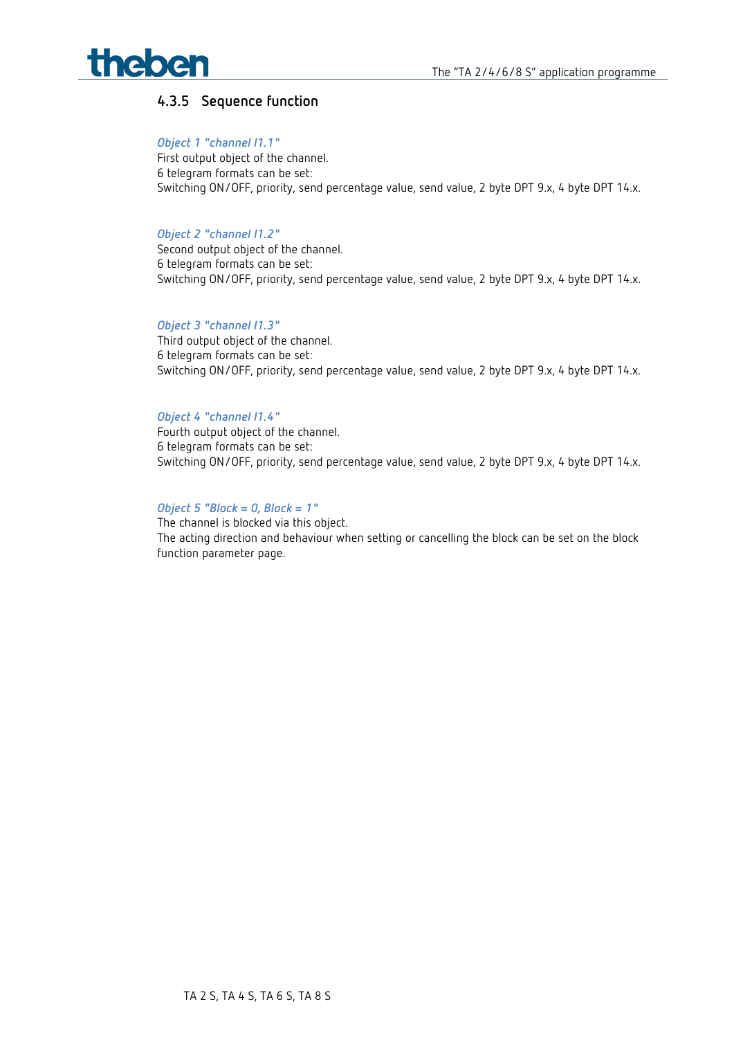### 4.3.5 Sequence function

*Object 1 "channel I1.1"*
First output object of the channel.
6 telegram formats can be set:
Switching ON/OFF, priority, send percentage value, send value, 2 byte DPT 9.x, 4 byte DPT 14.x.

*Object 2 "channel I1.2"*
Second output object of the channel.
6 telegram formats can be set:
Switching ON/OFF, priority, send percentage value, send value, 2 byte DPT 9.x, 4 byte DPT 14.x.

*Object 3 "channel I1.3"*
Third output object of the channel.
6 telegram formats can be set:
Switching ON/OFF, priority, send percentage value, send value, 2 byte DPT 9.x, 4 byte DPT 14.x.

*Object 4 "channel I1.4"*
Fourth output object of the channel.
6 telegram formats can be set:
Switching ON/OFF, priority, send percentage value, send value, 2 byte DPT 9.x, 4 byte DPT 14.x.

*Object 5 "Block = 0, Block = 1"*
The channel is blocked via this object.
The acting direction and behaviour when setting or cancelling the block can be set on the block function parameter page.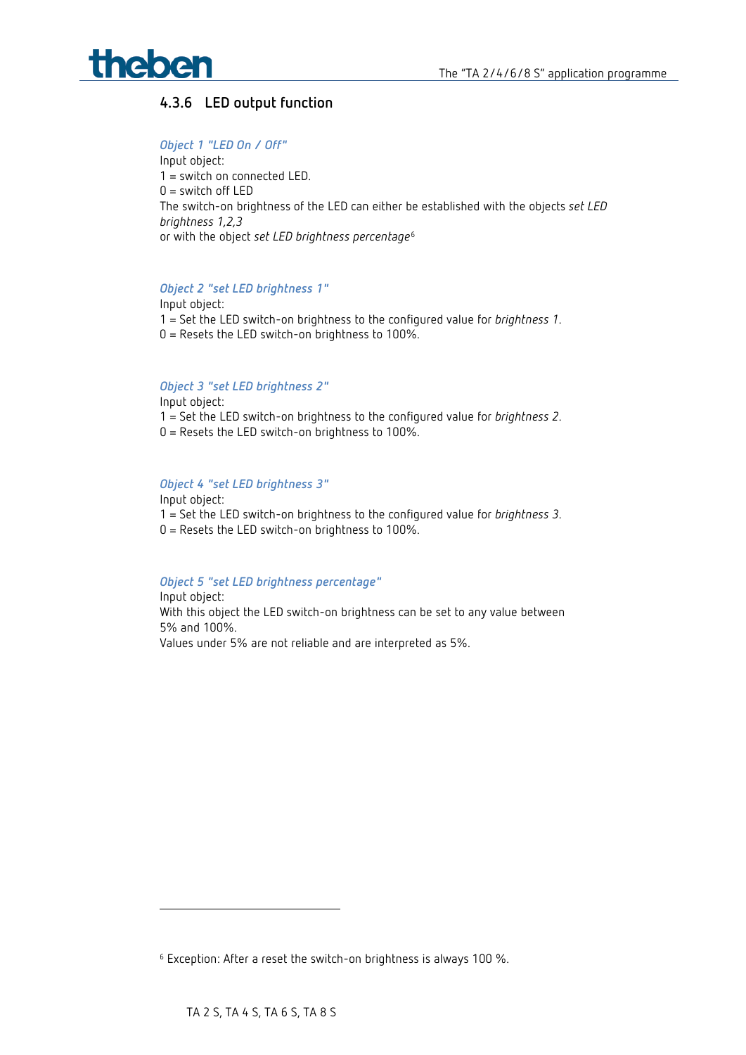### 4.3.6 LED output function

*Object 1 "LED On / Off"*
Input object:
1 = switch on connected LED.
0 = switch off LED
The switch-on brightness of the LED can either be established with the objects *set LED brightness 1,2,3*
or with the object *set LED brightness percentage*[6]

*Object 2 "set LED brightness 1"*
Input object:
1 = Set the LED switch-on brightness to the configured value for *brightness 1*.
0 = Resets the LED switch-on brightness to 100%.

*Object 3 "set LED brightness 2"*
Input object:
1 = Set the LED switch-on brightness to the configured value for *brightness 2*.
0 = Resets the LED switch-on brightness to 100%.

*Object 4 "set LED brightness 3"*
Input object:
1 = Set the LED switch-on brightness to the configured value for *brightness 3*.
0 = Resets the LED switch-on brightness to 100%.

*Object 5 "set LED brightness percentage"*
Input object:
With this object the LED switch-on brightness can be set to any value between 5% and 100%.
Values under 5% are not reliable and are interpreted as 5%.

---

[6] Exception: After a reset the switch-on brightness is always 100 %.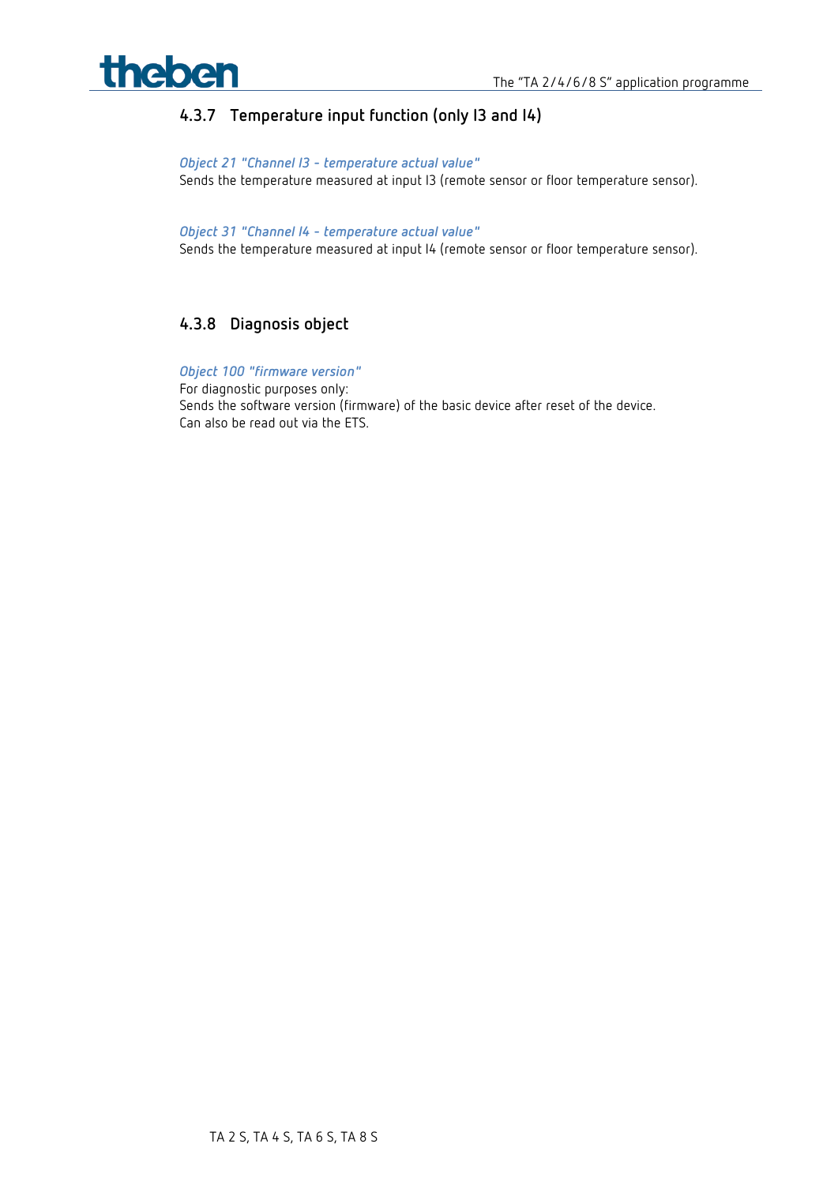### 4.3.7 Temperature input function (only I3 and I4)

*Object 21 "Channel I3 - temperature actual value"*
Sends the temperature measured at input I3 (remote sensor or floor temperature sensor).

*Object 31 "Channel I4 - temperature actual value"*
Sends the temperature measured at input I4 (remote sensor or floor temperature sensor).

### 4.3.8 Diagnosis object

*Object 100 "firmware version"*
For diagnostic purposes only:
Sends the software version (firmware) of the basic device after reset of the device.
Can also be read out via the ETS.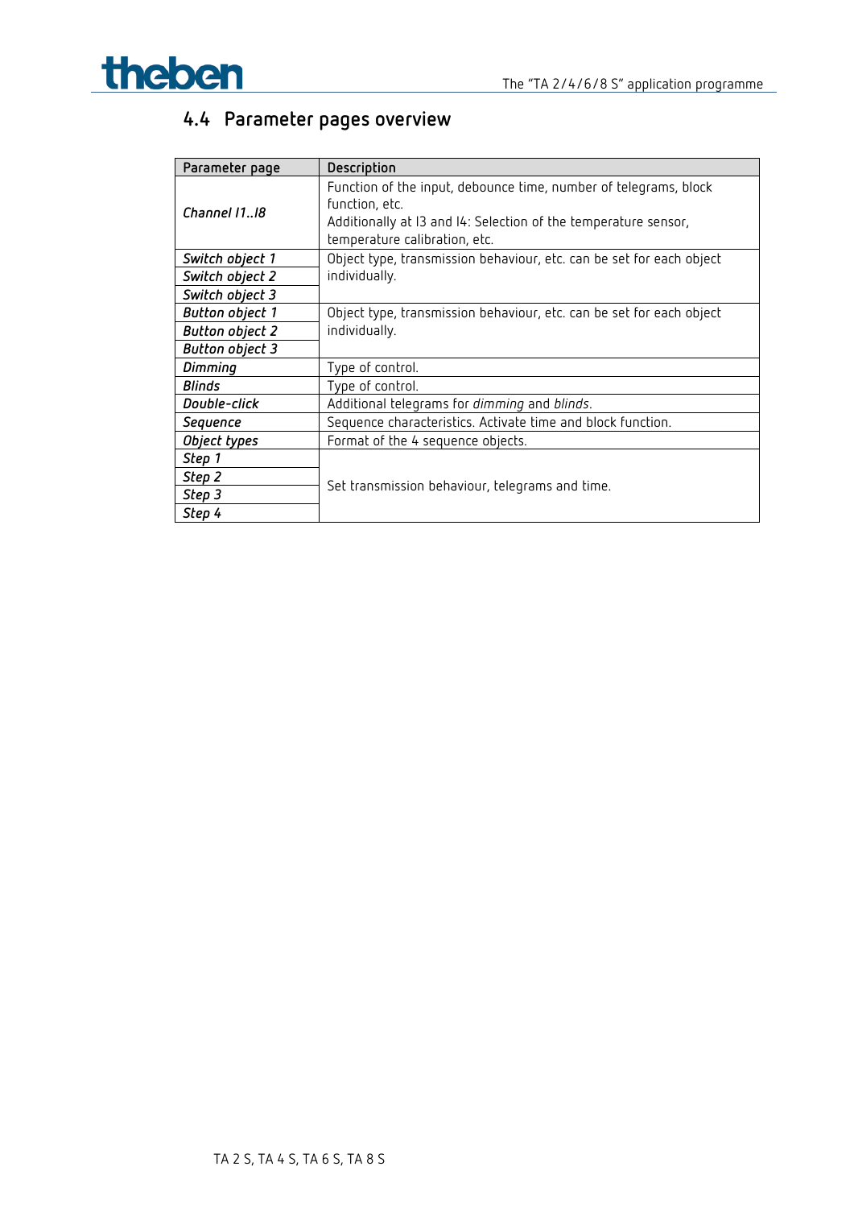## 4.4 Parameter pages overview

| Parameter page | Description |
|---|---|
| ***Channel I1..I8*** | Function of the input, debounce time, number of telegrams, block function, etc.<br>Additionally at I3 and I4: Selection of the temperature sensor, temperature calibration, etc. |
| ***Switch object 1*** | Object type, transmission behaviour, etc. can be set for each object individually. |
| ***Switch object 2*** | |
| ***Switch object 3*** | |
| ***Button object 1*** | Object type, transmission behaviour, etc. can be set for each object individually. |
| ***Button object 2*** | |
| ***Button object 3*** | |
| ***Dimming*** | Type of control. |
| ***Blinds*** | Type of control. |
| ***Double-click*** | Additional telegrams for *dimming* and *blinds*. |
| ***Sequence*** | Sequence characteristics. Activate time and block function. |
| ***Object types*** | Format of the 4 sequence objects. |
| ***Step 1*** | Set transmission behaviour, telegrams and time. |
| ***Step 2*** | |
| ***Step 3*** | |
| ***Step 4*** | |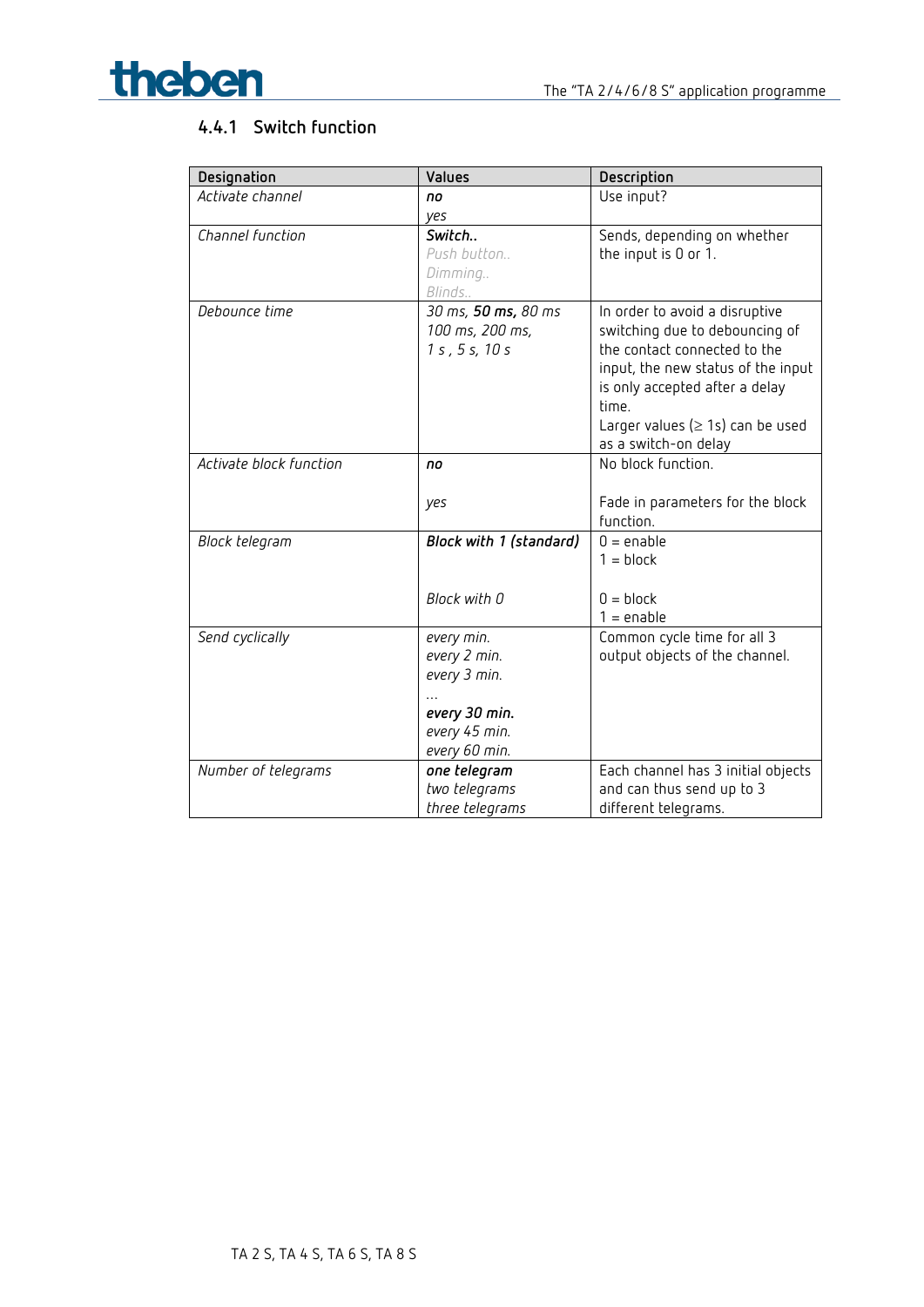### 4.4.1 Switch function

| Designation | Values | Description |
|---|---|---|
| *Activate channel* | ***no***<br>*yes* | Use input? |
| *Channel function* | ***Switch..***<br>*Push button..*<br>*Dimming..*<br>*Blinds..* | Sends, depending on whether the input is 0 or 1. |
| *Debounce time* | *30 ms,* ***50 ms,*** *80 ms*<br>*100 ms, 200 ms,*<br>*1 s , 5 s, 10 s* | In order to avoid a disruptive switching due to debouncing of the contact connected to the input, the new status of the input is only accepted after a delay time.<br>Larger values (≥ 1s) can be used as a switch-on delay |
| *Activate block function* | ***no***<br><br>*yes* | No block function.<br><br>Fade in parameters for the block function. |
| *Block telegram* | ***Block with 1 (standard)***<br><br>*Block with 0* | 0 = enable<br>1 = block<br><br>0 = block<br>1 = enable |
| *Send cyclically* | *every min.*<br>*every 2 min.*<br>*every 3 min.*<br>*…*<br>***every 30 min.***<br>*every 45 min.*<br>*every 60 min.* | Common cycle time for all 3 output objects of the channel. |
| *Number of telegrams* | ***one telegram***<br>*two telegrams*<br>*three telegrams* | Each channel has 3 initial objects and can thus send up to 3 different telegrams. |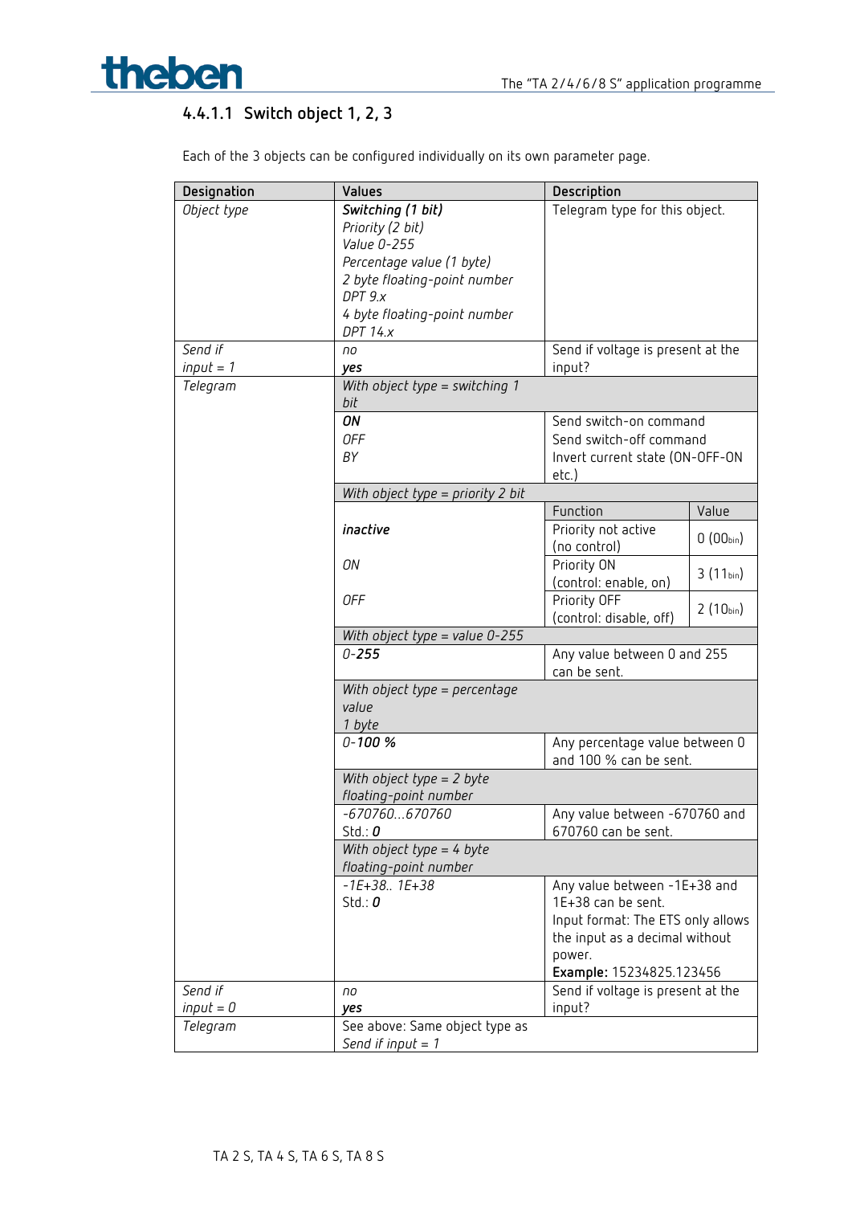#### 4.4.1.1 Switch object 1, 2, 3

Each of the 3 objects can be configured individually on its own parameter page.

| Designation | Values | Description | |
|---|---|---|---|
| *Object type* | ***Switching (1 bit)***<br>*Priority (2 bit)*<br>*Value 0-255*<br>*Percentage value (1 byte)*<br>*2 byte floating-point number DPT 9.x*<br>*4 byte floating-point number DPT 14.x* | Telegram type for this object. | |
| *Send if input = 1* | *no*<br>***yes*** | Send if voltage is present at the input? | |
| *Telegram* | *With object type = switching 1 bit* | | |
| | ***ON***<br>*OFF*<br>*BY* | Send switch-on command<br>Send switch-off command<br>Invert current state (ON-OFF-ON etc.) | |
| | *With object type = priority 2 bit* | | |
| | | Function | Value |
| | ***inactive*** | Priority not active (no control) | 0 (00bin) |
| | *ON* | Priority ON (control: enable, on) | 3 (11bin) |
| | *OFF* | Priority OFF (control: disable, off) | 2 (10bin) |
| | *With object type = value 0-255* | | |
| | *0-**255*** | Any value between 0 and 255 can be sent. | |
| | *With object type = percentage value 1 byte* | | |
| | *0-**100 %*** | Any percentage value between 0 and 100 % can be sent. | |
| | *With object type = 2 byte floating-point number* | | |
| | *-670760…670760*<br>Std.: ***0*** | Any value between -670760 and 670760 can be sent. | |
| | *With object type = 4 byte floating-point number* | | |
| | *-1E+38.. 1E+38*<br>Std.: ***0*** | Any value between -1E+38 and 1E+38 can be sent.<br>Input format: The ETS only allows the input as a decimal without power.<br>**Example:** 15234825.123456 | |
| *Send if input = 0* | *no*<br>***yes*** | Send if voltage is present at the input? | |
| *Telegram* | See above: Same object type as *Send if input = 1* | | |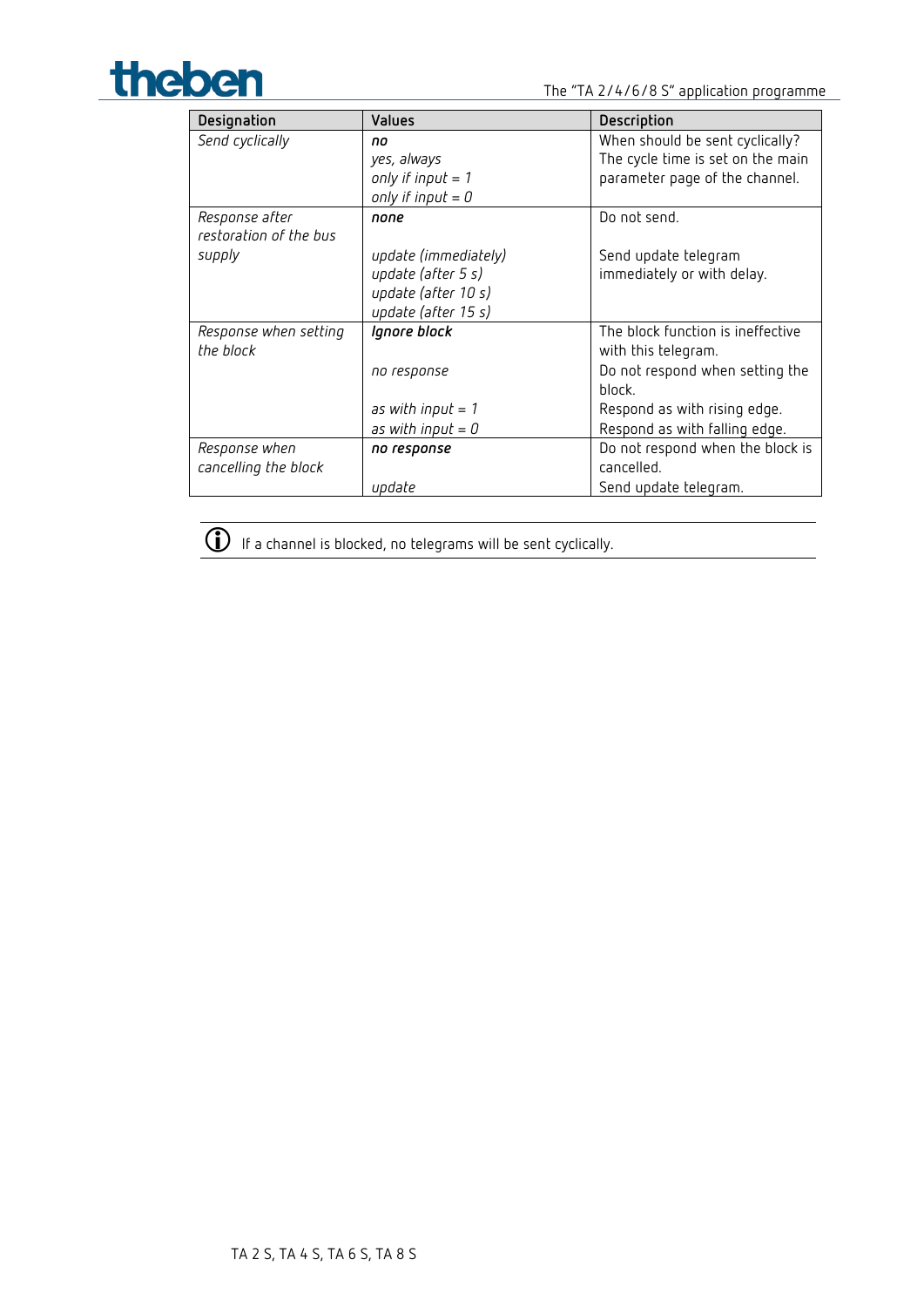| Designation | Values | Description |
| --- | --- | --- |
| *Send cyclically* | ***no***<br>*yes, always*<br>*only if input = 1*<br>*only if input = 0* | When should be sent cyclically?<br>The cycle time is set on the main parameter page of the channel. |
| *Response after restoration of the bus supply* | ***none***<br><br>*update (immediately)*<br>*update (after 5 s)*<br>*update (after 10 s)*<br>*update (after 15 s)* | Do not send.<br><br>Send update telegram immediately or with delay. |
| *Response when setting the block* | ***Ignore block***<br><br>*no response*<br><br>*as with input = 1*<br>*as with input = 0* | The block function is ineffective with this telegram.<br>Do not respond when setting the block.<br>Respond as with rising edge.<br>Respond as with falling edge. |
| *Response when cancelling the block* | ***no response***<br><br>*update* | Do not respond when the block is cancelled.<br>Send update telegram. |

ⓘ If a channel is blocked, no telegrams will be sent cyclically.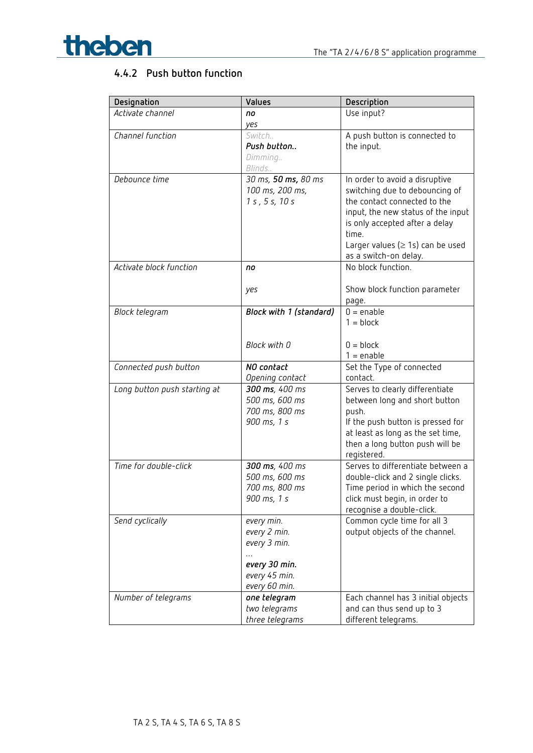### 4.4.2 Push button function

| Designation | Values | Description |
|---|---|---|
| *Activate channel* | ***no***<br>*yes* | Use input? |
| *Channel function* | *Switch..*<br>***Push button..***<br>*Dimming..*<br>*Blinds..* | A push button is connected to the input. |
| *Debounce time* | *30 ms,* ***50 ms,*** *80 ms*<br>*100 ms, 200 ms,*<br>*1 s , 5 s, 10 s* | In order to avoid a disruptive switching due to debouncing of the contact connected to the input, the new status of the input is only accepted after a delay time.<br>Larger values (≥ 1s) can be used as a switch-on delay. |
| *Activate block function* | ***no***<br><br>*yes* | No block function.<br><br>Show block function parameter page. |
| *Block telegram* | ***Block with 1 (standard)***<br><br><br>*Block with 0* | 0 = enable<br>1 = block<br><br>0 = block<br>1 = enable |
| *Connected push button* | ***NO contact***<br>*Opening contact* | Set the Type of connected contact. |
| *Long button push starting at* | ***300 ms****, 400 ms*<br>*500 ms, 600 ms*<br>*700 ms, 800 ms*<br>*900 ms, 1 s* | Serves to clearly differentiate between long and short button push.<br>If the push button is pressed for at least as long as the set time, then a long button push will be registered. |
| *Time for double-click* | ***300 ms****, 400 ms*<br>*500 ms, 600 ms*<br>*700 ms, 800 ms*<br>*900 ms, 1 s* | Serves to differentiate between a double-click and 2 single clicks.<br>Time period in which the second click must begin, in order to recognise a double-click. |
| *Send cyclically* | *every min.*<br>*every 2 min.*<br>*every 3 min.*<br>*…*<br>***every 30 min.***<br>*every 45 min.*<br>*every 60 min.* | Common cycle time for all 3 output objects of the channel. |
| *Number of telegrams* | ***one telegram***<br>*two telegrams*<br>*three telegrams* | Each channel has 3 initial objects and can thus send up to 3 different telegrams. |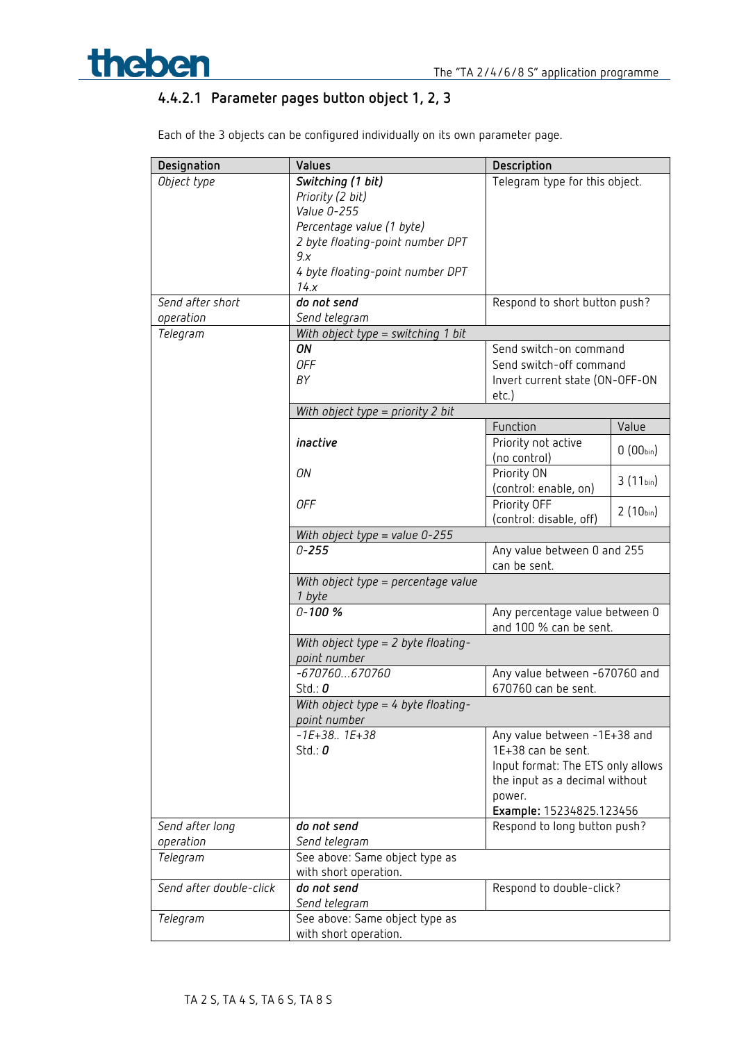#### 4.4.2.1 Parameter pages button object 1, 2, 3

Each of the 3 objects can be configured individually on its own parameter page.

| Designation | Values | Description | |
|---|---|---|---|
| *Object type* | ***Switching (1 bit)***<br>*Priority (2 bit)*<br>*Value 0-255*<br>*Percentage value (1 byte)*<br>*2 byte floating-point number DPT 9.x*<br>*4 byte floating-point number DPT 14.x* | Telegram type for this object. | |
| *Send after short operation* | ***do not send***<br>*Send telegram* | Respond to short button push? | |
| *Telegram* | *With object type = switching 1 bit* | | |
| | ***ON***<br>*OFF*<br>*BY* | Send switch-on command<br>Send switch-off command<br>Invert current state (ON-OFF-ON etc.) | |
| | *With object type = priority 2 bit* | | |
| | | Function | Value |
| | ***inactive*** | Priority not active (no control) | 0 (00bin) |
| | *ON* | Priority ON (control: enable, on) | 3 (11bin) |
| | *OFF* | Priority OFF (control: disable, off) | 2 (10bin) |
| | *With object type = value 0-255* | | |
| | *0-**255*** | Any value between 0 and 255 can be sent. | |
| | *With object type = percentage value 1 byte* | | |
| | *0-**100 %*** | Any percentage value between 0 and 100 % can be sent. | |
| | *With object type = 2 byte floating-point number* | | |
| | *-670760…670760*<br>Std.: ***0*** | Any value between -670760 and 670760 can be sent. | |
| | *With object type = 4 byte floating-point number* | | |
| | *-1E+38.. 1E+38*<br>Std.: ***0*** | Any value between -1E+38 and 1E+38 can be sent.<br>Input format: The ETS only allows the input as a decimal without power.<br>**Example:** 15234825.123456 | |
| *Send after long operation* | ***do not send***<br>*Send telegram* | Respond to long button push? | |
| *Telegram* | See above: Same object type as with short operation. | | |
| *Send after double-click* | ***do not send***<br>*Send telegram* | Respond to double-click? | |
| *Telegram* | See above: Same object type as with short operation. | | |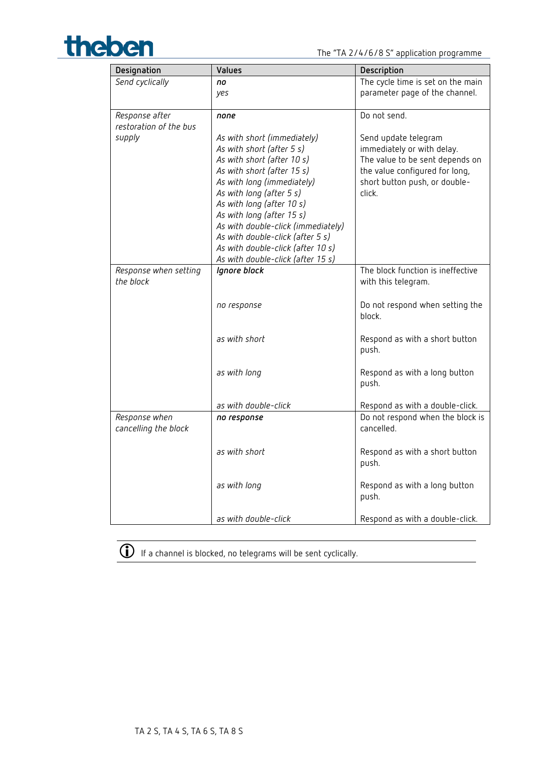| Designation | Values | Description |
|---|---|---|
| *Send cyclically* | ***no***<br>*yes* | The cycle time is set on the main parameter page of the channel. |
| *Response after restoration of the bus supply* | ***none*** | Do not send. |
| | *As with short (immediately)*<br>*As with short (after 5 s)*<br>*As with short (after 10 s)*<br>*As with short (after 15 s)*<br>*As with long (immediately)*<br>*As with long (after 5 s)*<br>*As with long (after 10 s)*<br>*As with long (after 15 s)*<br>*As with double-click (immediately)*<br>*As with double-click (after 5 s)*<br>*As with double-click (after 10 s)*<br>*As with double-click (after 15 s)* | Send update telegram immediately or with delay.<br>The value to be sent depends on the value configured for long, short button push, or double-click. |
| *Response when setting the block* | ***Ignore block*** | The block function is ineffective with this telegram. |
| | *no response* | Do not respond when setting the block. |
| | *as with short* | Respond as with a short button push. |
| | *as with long* | Respond as with a long button push. |
| | *as with double-click* | Respond as with a double-click. |
| *Response when cancelling the block* | ***no response*** | Do not respond when the block is cancelled. |
| | *as with short* | Respond as with a short button push. |
| | *as with long* | Respond as with a long button push. |
| | *as with double-click* | Respond as with a double-click. |

ⓘ If a channel is blocked, no telegrams will be sent cyclically.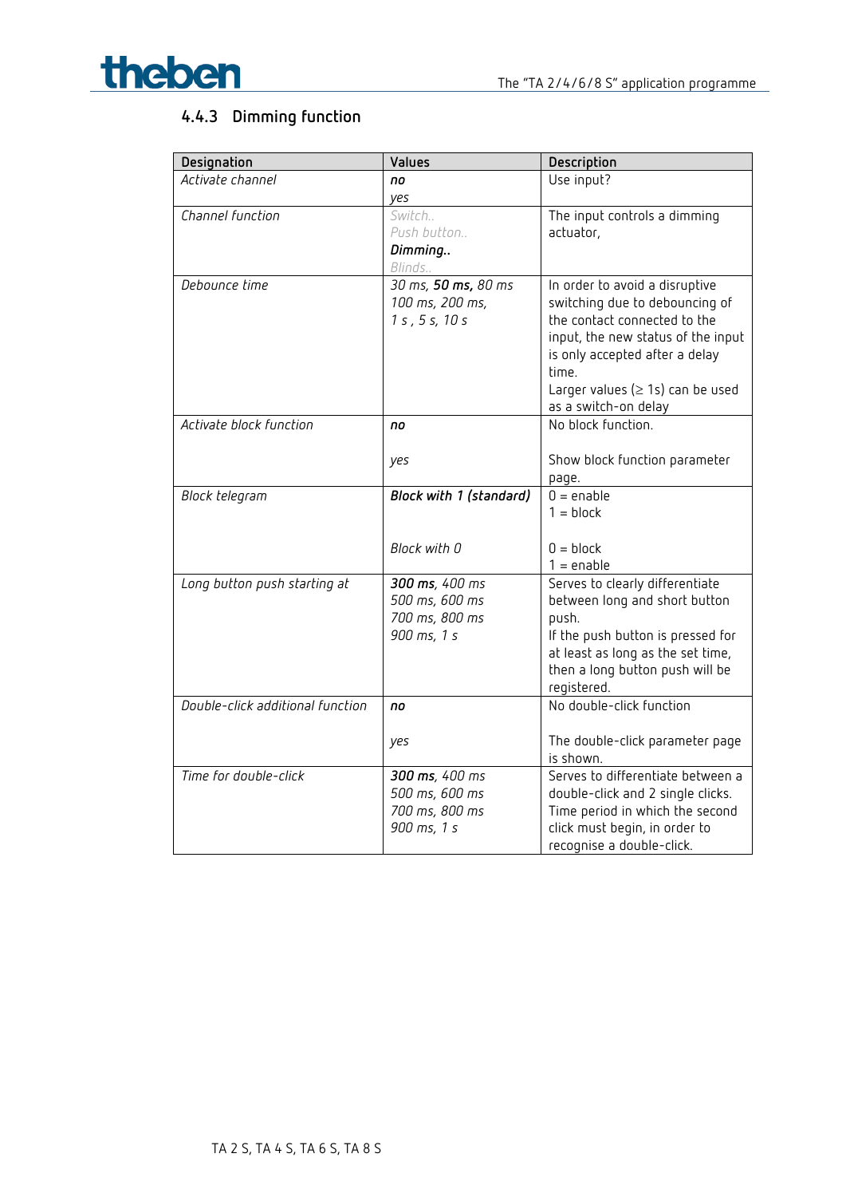### 4.4.3 Dimming function

| Designation | Values | Description |
|---|---|---|
| *Activate channel* | ***no***<br>*yes* | Use input? |
| *Channel function* | *Switch..*<br>*Push button..*<br>***Dimming..***<br>*Blinds..* | The input controls a dimming actuator, |
| *Debounce time* | *30 ms,* ***50 ms****, 80 ms*<br>*100 ms, 200 ms,*<br>*1 s , 5 s, 10 s* | In order to avoid a disruptive switching due to debouncing of the contact connected to the input, the new status of the input is only accepted after a delay time.<br>Larger values (≥ 1s) can be used as a switch-on delay |
| *Activate block function* | ***no***<br><br>*yes* | No block function.<br><br>Show block function parameter page. |
| *Block telegram* | ***Block with 1 (standard)***<br><br><br>*Block with 0* | 0 = enable<br>1 = block<br><br>0 = block<br>1 = enable |
| *Long button push starting at* | ***300 ms****, 400 ms*<br>*500 ms, 600 ms*<br>*700 ms, 800 ms*<br>*900 ms, 1 s* | Serves to clearly differentiate between long and short button push.<br>If the push button is pressed for at least as long as the set time, then a long button push will be registered. |
| *Double-click additional function* | ***no***<br><br>*yes* | No double-click function<br><br>The double-click parameter page is shown. |
| *Time for double-click* | ***300 ms****, 400 ms*<br>*500 ms, 600 ms*<br>*700 ms, 800 ms*<br>*900 ms, 1 s* | Serves to differentiate between a double-click and 2 single clicks.<br>Time period in which the second click must begin, in order to recognise a double-click. |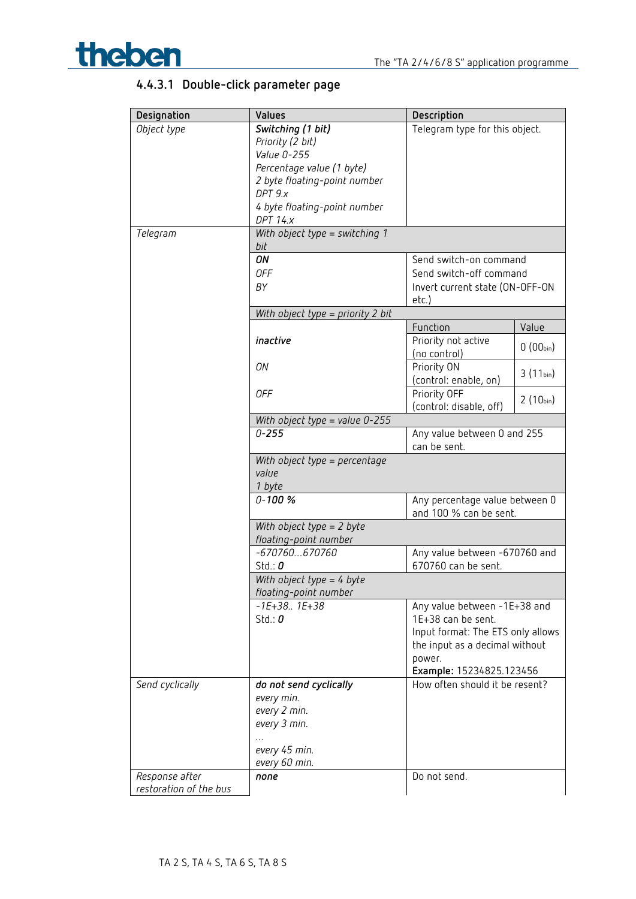#### 4.4.3.1 Double-click parameter page

| Designation | Values | Description |
|---|---|---|
| *Object type* | ***Switching (1 bit)***<br>*Priority (2 bit)*<br>*Value 0-255*<br>*Percentage value (1 byte)*<br>*2 byte floating-point number DPT 9.x*<br>*4 byte floating-point number DPT 14.x* | Telegram type for this object. |
| *Telegram* | *With object type = switching 1 bit* | |
| | ***ON***<br>*OFF*<br>*BY* | Send switch-on command<br>Send switch-off command<br>Invert current state (ON-OFF-ON etc.) |
| | *With object type = priority 2 bit* | |
| | ***inactive***<br>*ON*<br>*OFF* | Function / Value:<br>Priority not active (no control) — 0 ($00_{bin}$)<br>Priority ON (control: enable, on) — 3 ($11_{bin}$)<br>Priority OFF (control: disable, off) — 2 ($10_{bin}$) |
| | *With object type = value 0-255* | |
| | *0-**255*** | Any value between 0 and 255 can be sent. |
| | *With object type = percentage value 1 byte* | |
| | *0-**100 %*** | Any percentage value between 0 and 100 % can be sent. |
| | *With object type = 2 byte floating-point number* | |
| | *-670760...670760*<br>Std.: ***0*** | Any value between -670760 and 670760 can be sent. |
| | *With object type = 4 byte floating-point number* | |
| | *-1E+38.. 1E+38*<br>Std.: ***0*** | Any value between -1E+38 and 1E+38 can be sent.<br>Input format: The ETS only allows the input as a decimal without power.<br>**Example:** 15234825.123456 |
| *Send cyclically* | ***do not send cyclically***<br>*every min.*<br>*every 2 min.*<br>*every 3 min.*<br>*...*<br>*every 45 min.*<br>*every 60 min.* | How often should it be resent? |
| *Response after restoration of the bus* | ***none*** | Do not send. |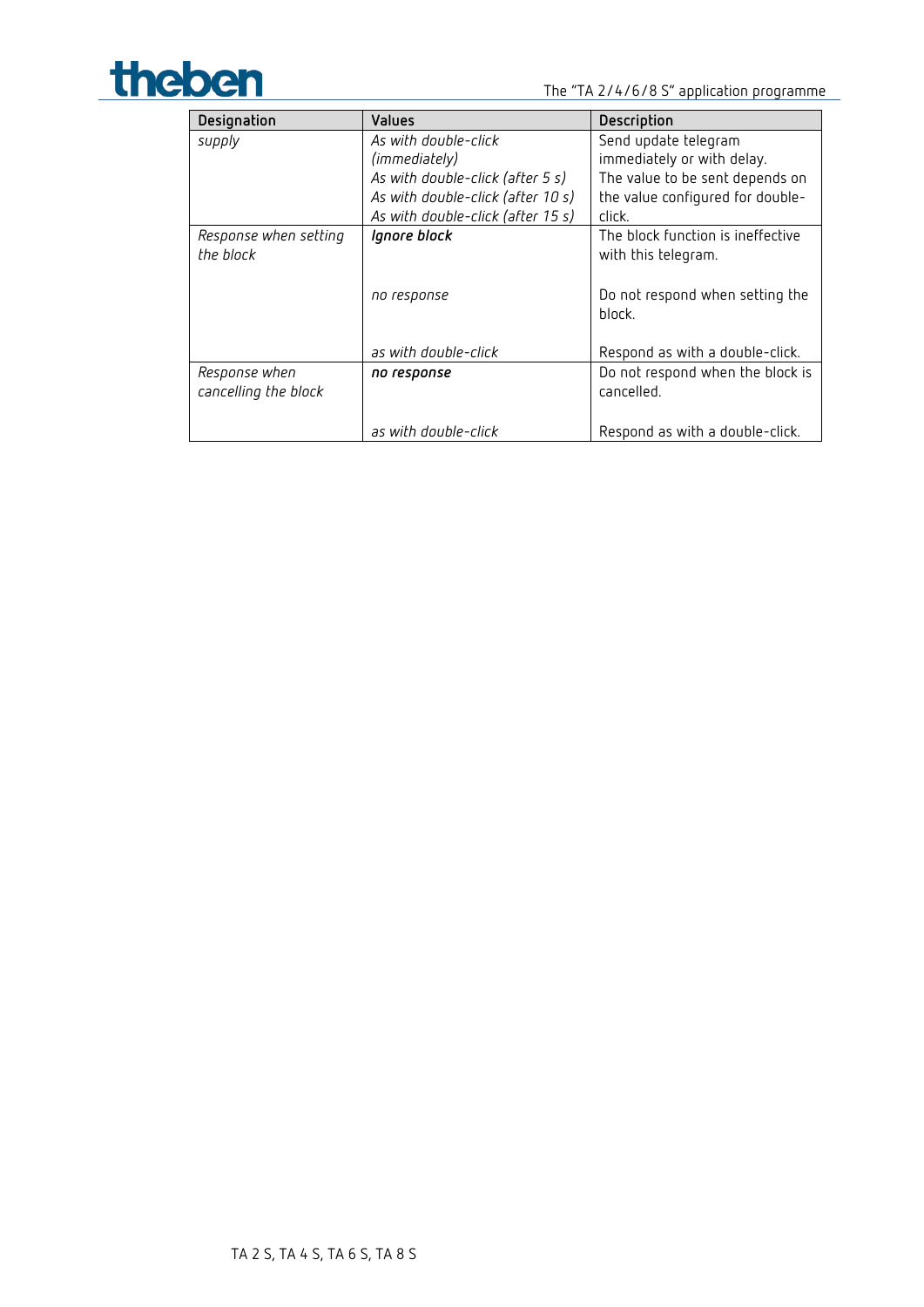| Designation | Values | Description |
|---|---|---|
| *supply* | *As with double-click (immediately)*<br>*As with double-click (after 5 s)*<br>*As with double-click (after 10 s)*<br>*As with double-click (after 15 s)* | Send update telegram immediately or with delay.<br>The value to be sent depends on the value configured for double-click. |
| *Response when setting the block* | ***Ignore block*** | The block function is ineffective with this telegram. |
| | *no response* | Do not respond when setting the block. |
| | *as with double-click* | Respond as with a double-click. |
| *Response when cancelling the block* | ***no response*** | Do not respond when the block is cancelled. |
| | *as with double-click* | Respond as with a double-click. |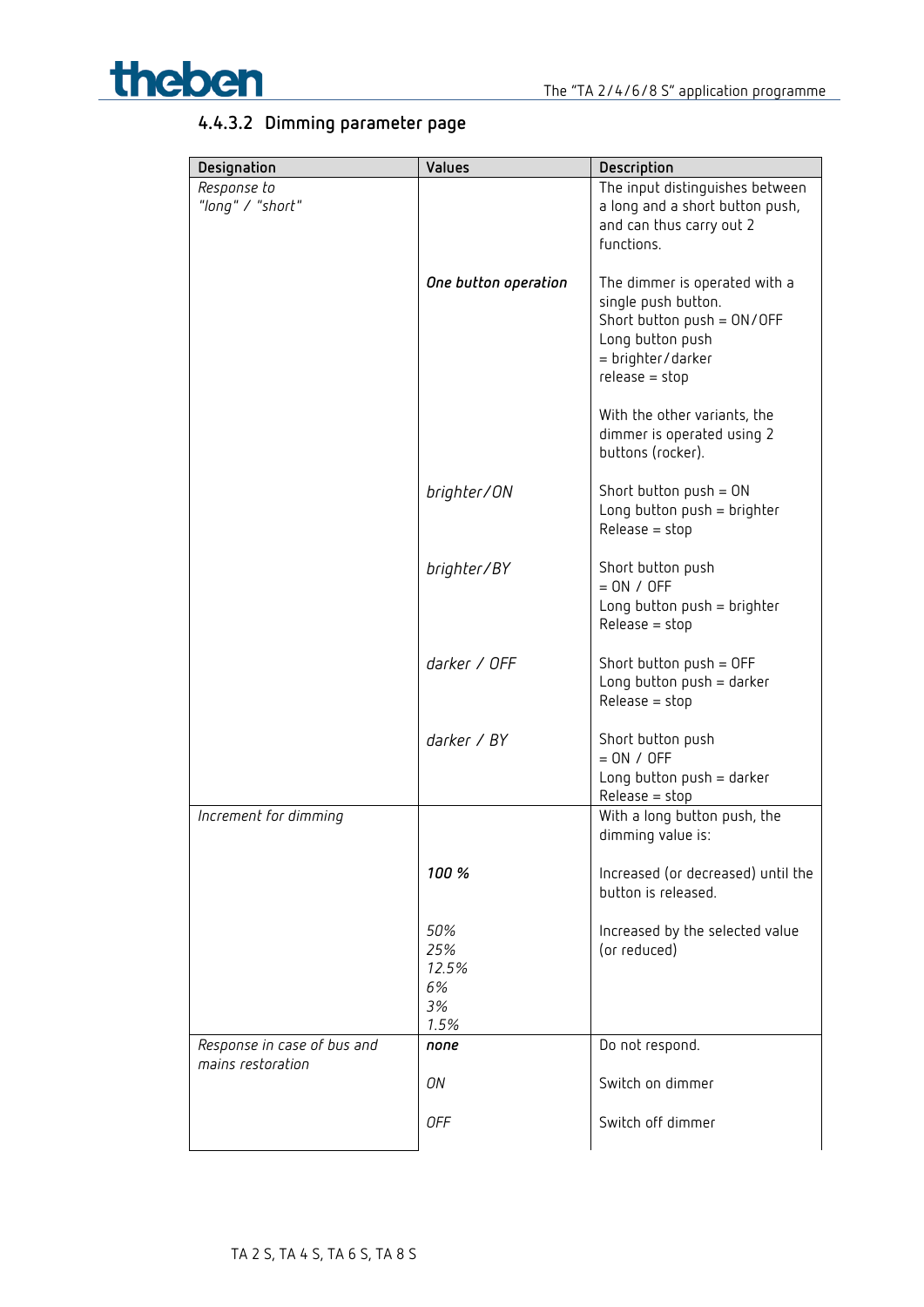### 4.4.3.2 Dimming parameter page

| Designation | Values | Description |
|---|---|---|
| *Response to "long" / "short"* | | The input distinguishes between a long and a short button push, and can thus carry out 2 functions. |
| | ***One button operation*** | The dimmer is operated with a single push button.<br>Short button push = ON/OFF<br>Long button push = brighter/darker<br>release = stop<br><br>With the other variants, the dimmer is operated using 2 buttons (rocker). |
| | *brighter/ON* | Short button push = ON<br>Long button push = brighter<br>Release = stop |
| | *brighter/BY* | Short button push = ON / OFF<br>Long button push = brighter<br>Release = stop |
| | *darker / OFF* | Short button push = OFF<br>Long button push = darker<br>Release = stop |
| | *darker / BY* | Short button push = ON / OFF<br>Long button push = darker<br>Release = stop |
| *Increment for dimming* | | With a long button push, the dimming value is: |
| | ***100 %*** | Increased (or decreased) until the button is released. |
| | *50%*<br>*25%*<br>*12.5%*<br>*6%*<br>*3%*<br>*1.5%* | Increased by the selected value (or reduced) |
| *Response in case of bus and mains restoration* | ***none*** | Do not respond. |
| | *ON* | Switch on dimmer |
| | *OFF* | Switch off dimmer |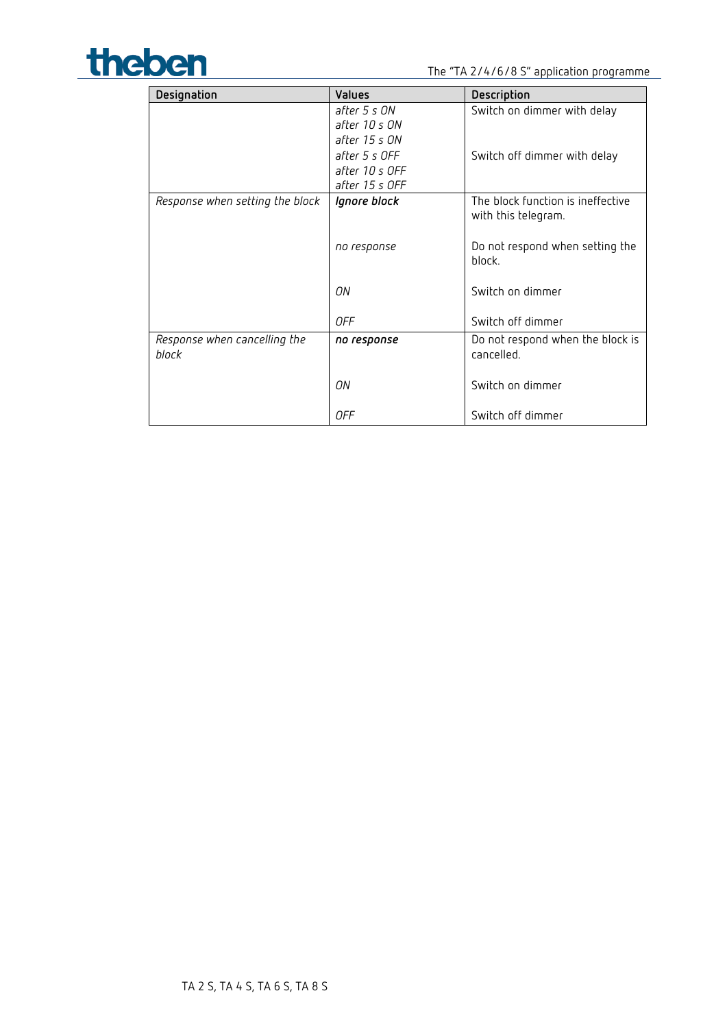| Designation | Values | Description |
| --- | --- | --- |
| | *after 5 s ON*<br>*after 10 s ON*<br>*after 15 s ON* | Switch on dimmer with delay |
| | *after 5 s OFF*<br>*after 10 s OFF*<br>*after 15 s OFF* | Switch off dimmer with delay |
| *Response when setting the block* | ***Ignore block*** | The block function is ineffective with this telegram. |
| | *no response* | Do not respond when setting the block. |
| | *ON* | Switch on dimmer |
| | *OFF* | Switch off dimmer |
| *Response when cancelling the block* | ***no response*** | Do not respond when the block is cancelled. |
| | *ON* | Switch on dimmer |
| | *OFF* | Switch off dimmer |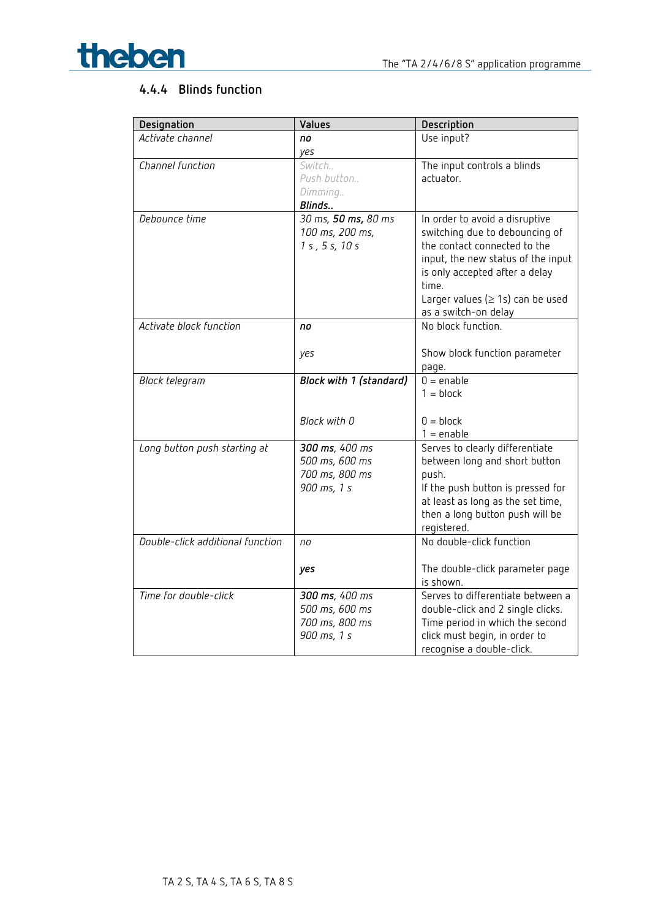### 4.4.4 Blinds function

| Designation | Values | Description |
|---|---|---|
| *Activate channel* | ***no***<br>*yes* | Use input? |
| *Channel function* | *Switch..*<br>*Push button..*<br>*Dimming..*<br>***Blinds..*** | The input controls a blinds actuator. |
| *Debounce time* | *30 ms,* ***50 ms****, 80 ms*<br>*100 ms, 200 ms,*<br>*1 s , 5 s, 10 s* | In order to avoid a disruptive switching due to debouncing of the contact connected to the input, the new status of the input is only accepted after a delay time.<br>Larger values (≥ 1s) can be used as a switch-on delay |
| *Activate block function* | ***no***<br><br>*yes* | No block function.<br><br>Show block function parameter page. |
| *Block telegram* | ***Block with 1 (standard)***<br><br><br>*Block with 0* | 0 = enable<br>1 = block<br><br>0 = block<br>1 = enable |
| *Long button push starting at* | ***300 ms****, 400 ms*<br>*500 ms, 600 ms*<br>*700 ms, 800 ms*<br>*900 ms, 1 s* | Serves to clearly differentiate between long and short button push.<br>If the push button is pressed for at least as long as the set time, then a long button push will be registered. |
| *Double-click additional function* | *no*<br><br>***yes*** | No double-click function<br><br>The double-click parameter page is shown. |
| *Time for double-click* | ***300 ms****, 400 ms*<br>*500 ms, 600 ms*<br>*700 ms, 800 ms*<br>*900 ms, 1 s* | Serves to differentiate between a double-click and 2 single clicks.<br>Time period in which the second click must begin, in order to recognise a double-click. |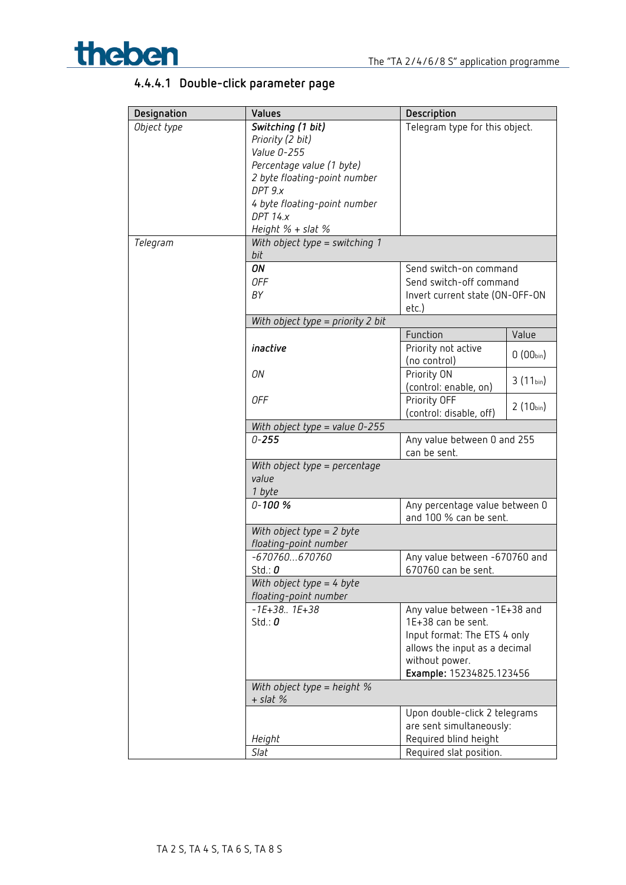#### 4.4.4.1 Double-click parameter page

| Designation | Values | Description | |
|---|---|---|---|
| *Object type* | ***Switching (1 bit)***<br>*Priority (2 bit)*<br>*Value 0-255*<br>*Percentage value (1 byte)*<br>*2 byte floating-point number DPT 9.x*<br>*4 byte floating-point number DPT 14.x*<br>*Height % + slat %* | Telegram type for this object. | |
| *Telegram* | *With object type = switching 1 bit* | | |
| | ***ON***<br>*OFF*<br>*BY* | Send switch-on command<br>Send switch-off command<br>Invert current state (ON-OFF-ON etc.) | |
| | *With object type = priority 2 bit* | | |
| | | Function | Value |
| | ***inactive*** | Priority not active (no control) | 0 ($00_{bin}$) |
| | *ON* | Priority ON (control: enable, on) | 3 ($11_{bin}$) |
| | *OFF* | Priority OFF (control: disable, off) | 2 ($10_{bin}$) |
| | *With object type = value 0-255* | | |
| | *0-**255*** | Any value between 0 and 255 can be sent. | |
| | *With object type = percentage value 1 byte* | | |
| | *0-**100 %*** | Any percentage value between 0 and 100 % can be sent. | |
| | *With object type = 2 byte floating-point number* | | |
| | *-670760…670760*<br>Std.: ***0*** | Any value between -670760 and 670760 can be sent. | |
| | *With object type = 4 byte floating-point number* | | |
| | *-1E+38.. 1E+38*<br>Std.: ***0*** | Any value between -1E+38 and 1E+38 can be sent.<br>Input format: The ETS 4 only allows the input as a decimal without power.<br>**Example:** 15234825.123456 | |
| | *With object type = height % + slat %* | | |
| | | Upon double-click 2 telegrams are sent simultaneously: | |
| | *Height* | Required blind height | |
| | *Slat* | Required slat position. | |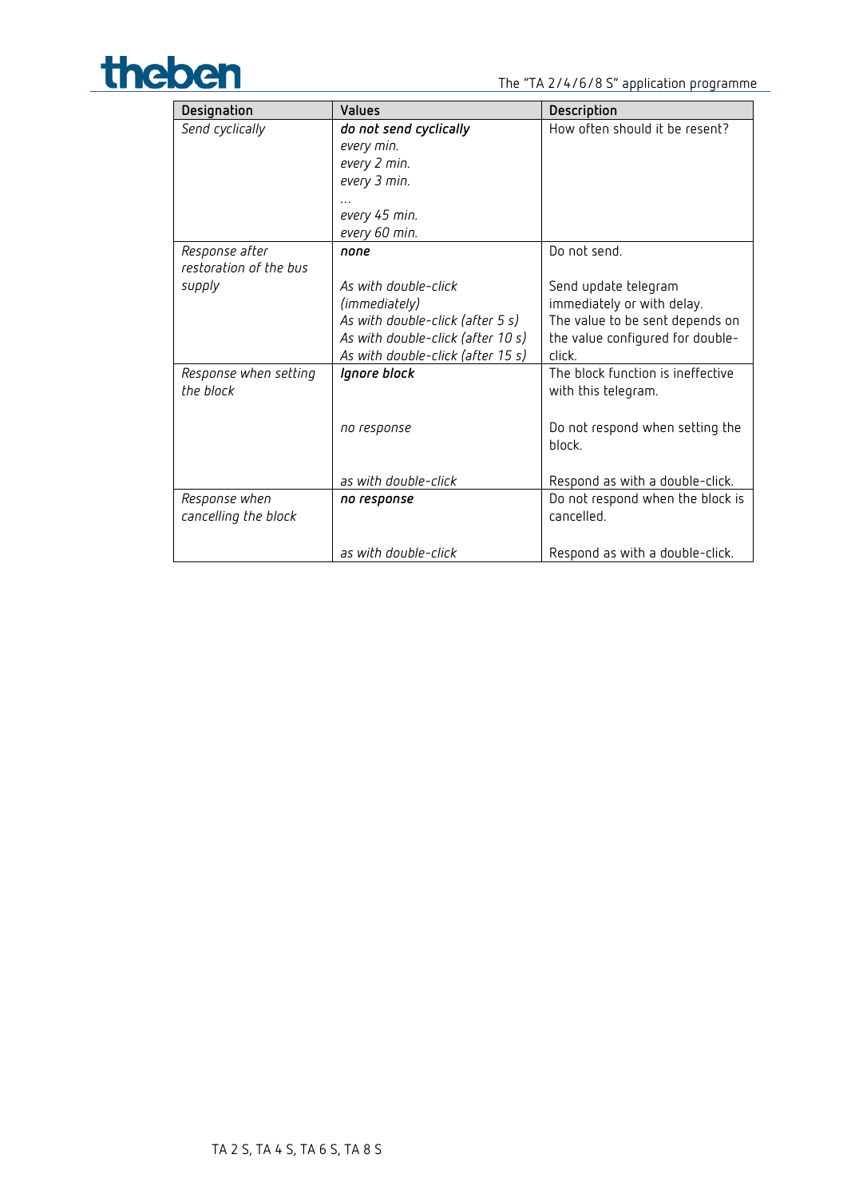| Designation | Values | Description |
| --- | --- | --- |
| *Send cyclically* | ***do not send cyclically***<br>*every min.*<br>*every 2 min.*<br>*every 3 min.*<br>…<br>*every 45 min.*<br>*every 60 min.* | How often should it be resent? |
| *Response after restoration of the bus supply* | ***none*** | Do not send. |
| | *As with double-click (immediately)*<br>*As with double-click (after 5 s)*<br>*As with double-click (after 10 s)*<br>*As with double-click (after 15 s)* | Send update telegram immediately or with delay. The value to be sent depends on the value configured for double-click. |
| *Response when setting the block* | ***Ignore block*** | The block function is ineffective with this telegram. |
| | *no response* | Do not respond when setting the block. |
| | *as with double-click* | Respond as with a double-click. |
| *Response when cancelling the block* | ***no response*** | Do not respond when the block is cancelled. |
| | *as with double-click* | Respond as with a double-click. |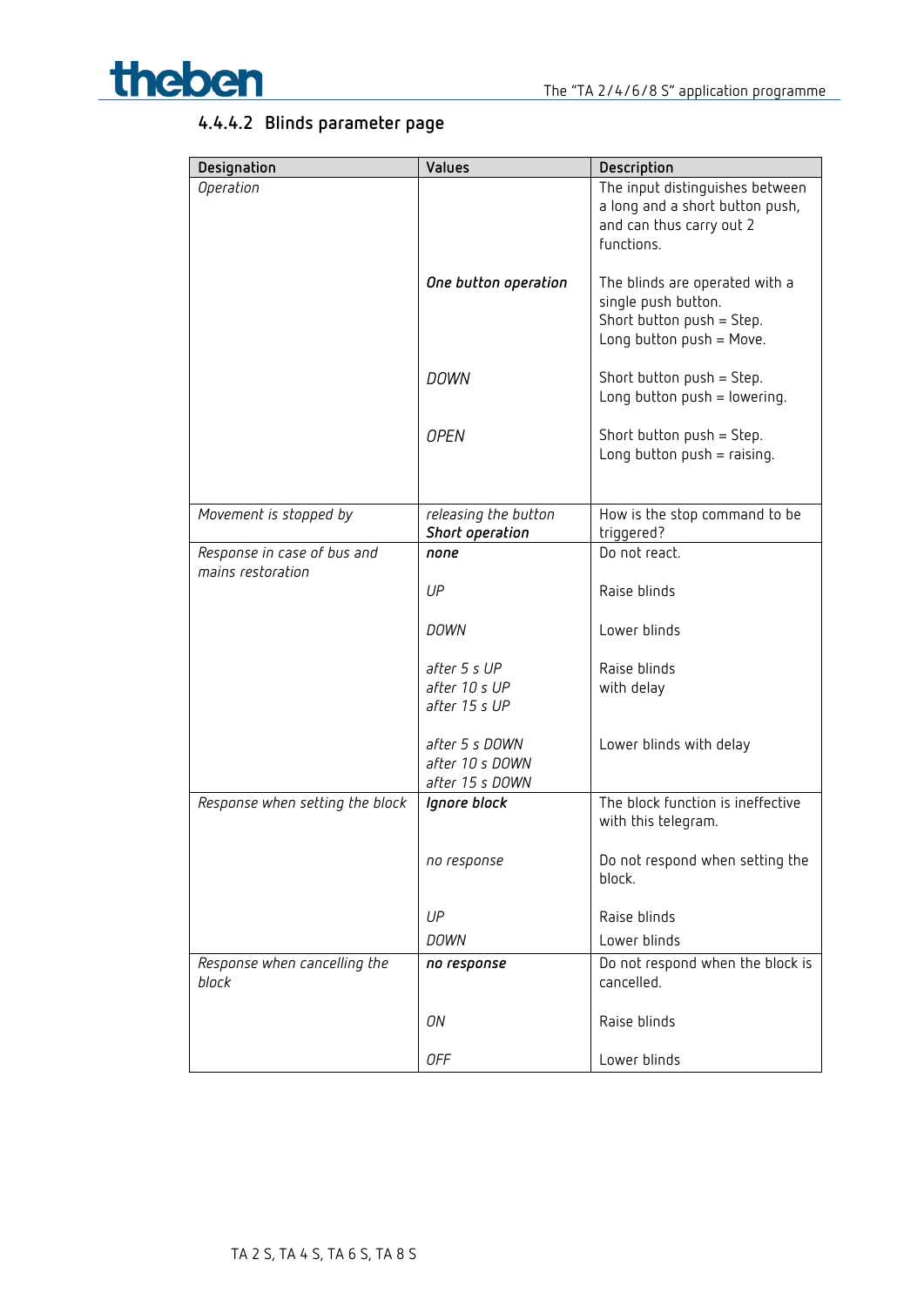#### 4.4.4.2 Blinds parameter page

| Designation | Values | Description |
|---|---|---|
| *Operation* | | The input distinguishes between a long and a short button push, and can thus carry out 2 functions. |
| | ***One button operation*** | The blinds are operated with a single push button.<br>Short button push = Step.<br>Long button push = Move. |
| | *DOWN* | Short button push = Step.<br>Long button push = lowering. |
| | *OPEN* | Short button push = Step.<br>Long button push = raising. |
| *Movement is stopped by* | *releasing the button*<br>***Short operation*** | How is the stop command to be triggered? |
| *Response in case of bus and mains restoration* | ***none*** | Do not react. |
| | *UP* | Raise blinds |
| | *DOWN* | Lower blinds |
| | *after 5 s UP*<br>*after 10 s UP*<br>*after 15 s UP* | Raise blinds with delay |
| | *after 5 s DOWN*<br>*after 10 s DOWN*<br>*after 15 s DOWN* | Lower blinds with delay |
| *Response when setting the block* | ***Ignore block*** | The block function is ineffective with this telegram. |
| | *no response* | Do not respond when setting the block. |
| | *UP* | Raise blinds |
| | *DOWN* | Lower blinds |
| *Response when cancelling the block* | ***no response*** | Do not respond when the block is cancelled. |
| | *ON* | Raise blinds |
| | *OFF* | Lower blinds |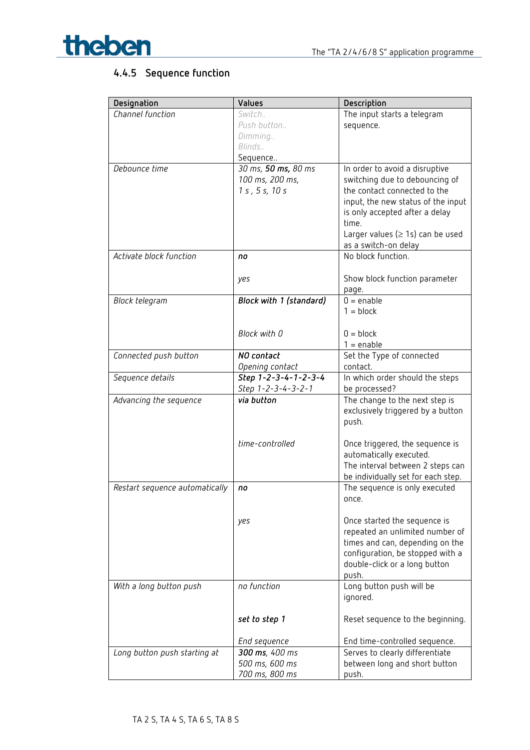### 4.4.5 Sequence function

| Designation | Values | Description |
|---|---|---|
| *Channel function* | *Switch..*<br>*Push button..*<br>*Dimming..*<br>*Blinds..*<br>Sequence.. | The input starts a telegram sequence. |
| *Debounce time* | *30 ms,* ***50 ms,*** *80 ms*<br>*100 ms, 200 ms,*<br>*1 s , 5 s, 10 s* | In order to avoid a disruptive switching due to debouncing of the contact connected to the input, the new status of the input is only accepted after a delay time.<br>Larger values (≥ 1s) can be used as a switch-on delay |
| *Activate block function* | ***no***<br><br>*yes* | No block function.<br><br>Show block function parameter page. |
| *Block telegram* | ***Block with 1 (standard)***<br><br>*Block with 0* | 0 = enable<br>1 = block<br><br>0 = block<br>1 = enable |
| *Connected push button* | ***NO contact***<br>*Opening contact* | Set the Type of connected contact. |
| *Sequence details* | ***Step 1-2-3-4-1-2-3-4***<br>*Step 1-2-3-4-3-2-1* | In which order should the steps be processed? |
| *Advancing the sequence* | ***via button***<br><br>*time-controlled* | The change to the next step is exclusively triggered by a button push.<br><br>Once triggered, the sequence is automatically executed.<br>The interval between 2 steps can be individually set for each step. |
| *Restart sequence automatically* | ***no***<br><br>*yes* | The sequence is only executed once.<br><br>Once started the sequence is repeated an unlimited number of times and can, depending on the configuration, be stopped with a double-click or a long button push. |
| *With a long button push* | *no function*<br><br>***set to step 1***<br><br>*End sequence* | Long button push will be ignored.<br><br>Reset sequence to the beginning.<br><br>End time-controlled sequence. |
| *Long button push starting at* | ***300 ms,*** *400 ms*<br>*500 ms, 600 ms*<br>*700 ms, 800 ms* | Serves to clearly differentiate between long and short button push. |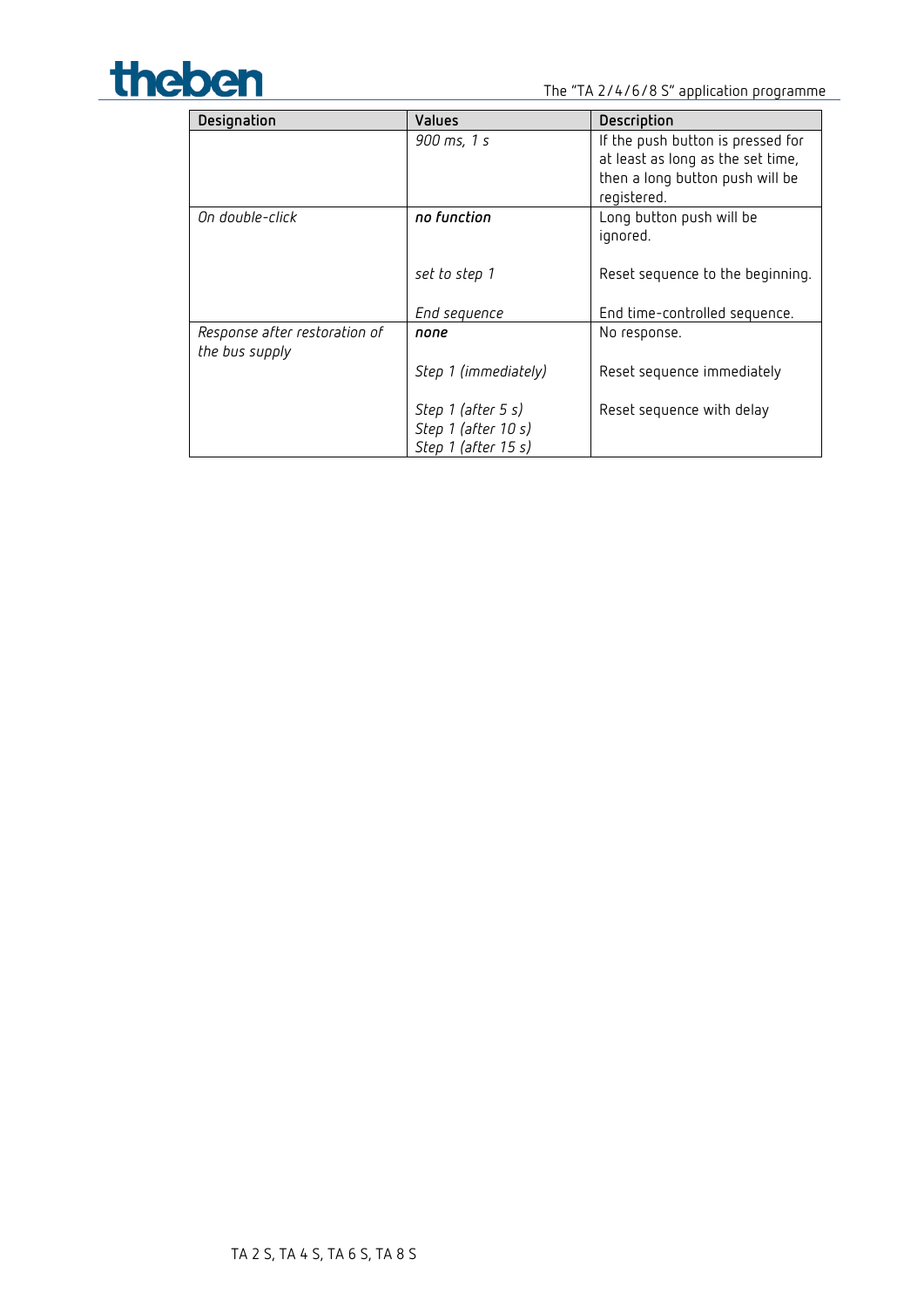| Designation | Values | Description |
|---|---|---|
| | *900 ms, 1 s* | If the push button is pressed for at least as long as the set time, then a long button push will be registered. |
| *On double-click* | ***no function*** | Long button push will be ignored. |
| | *set to step 1* | Reset sequence to the beginning. |
| | *End sequence* | End time-controlled sequence. |
| *Response after restoration of the bus supply* | ***none*** | No response. |
| | *Step 1 (immediately)* | Reset sequence immediately |
| | *Step 1 (after 5 s)*<br>*Step 1 (after 10 s)*<br>*Step 1 (after 15 s)* | Reset sequence with delay |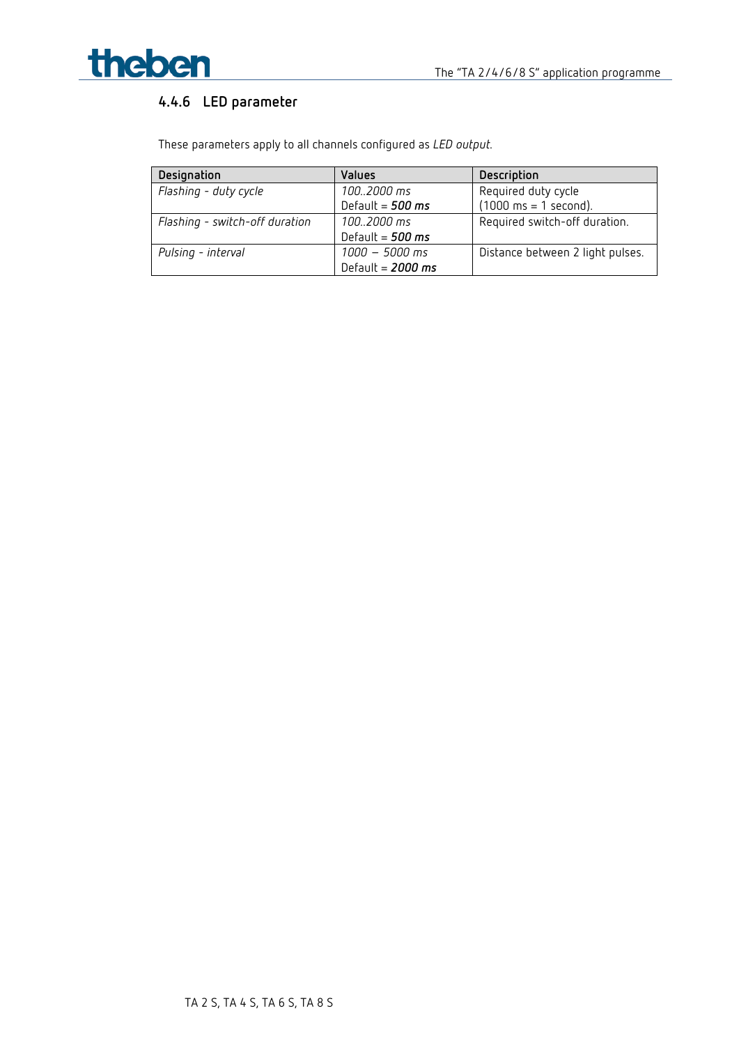### 4.4.6 LED parameter

These parameters apply to all channels configured as *LED output*.

| Designation | Values | Description |
|---|---|---|
| *Flashing - duty cycle* | *100..2000 ms*<br>Default = ***500 ms*** | Required duty cycle<br>(1000 ms = 1 second). |
| *Flashing - switch-off duration* | *100..2000 ms*<br>Default = ***500 ms*** | Required switch-off duration. |
| *Pulsing - interval* | *1000 – 5000 ms*<br>Default = ***2000 ms*** | Distance between 2 light pulses. |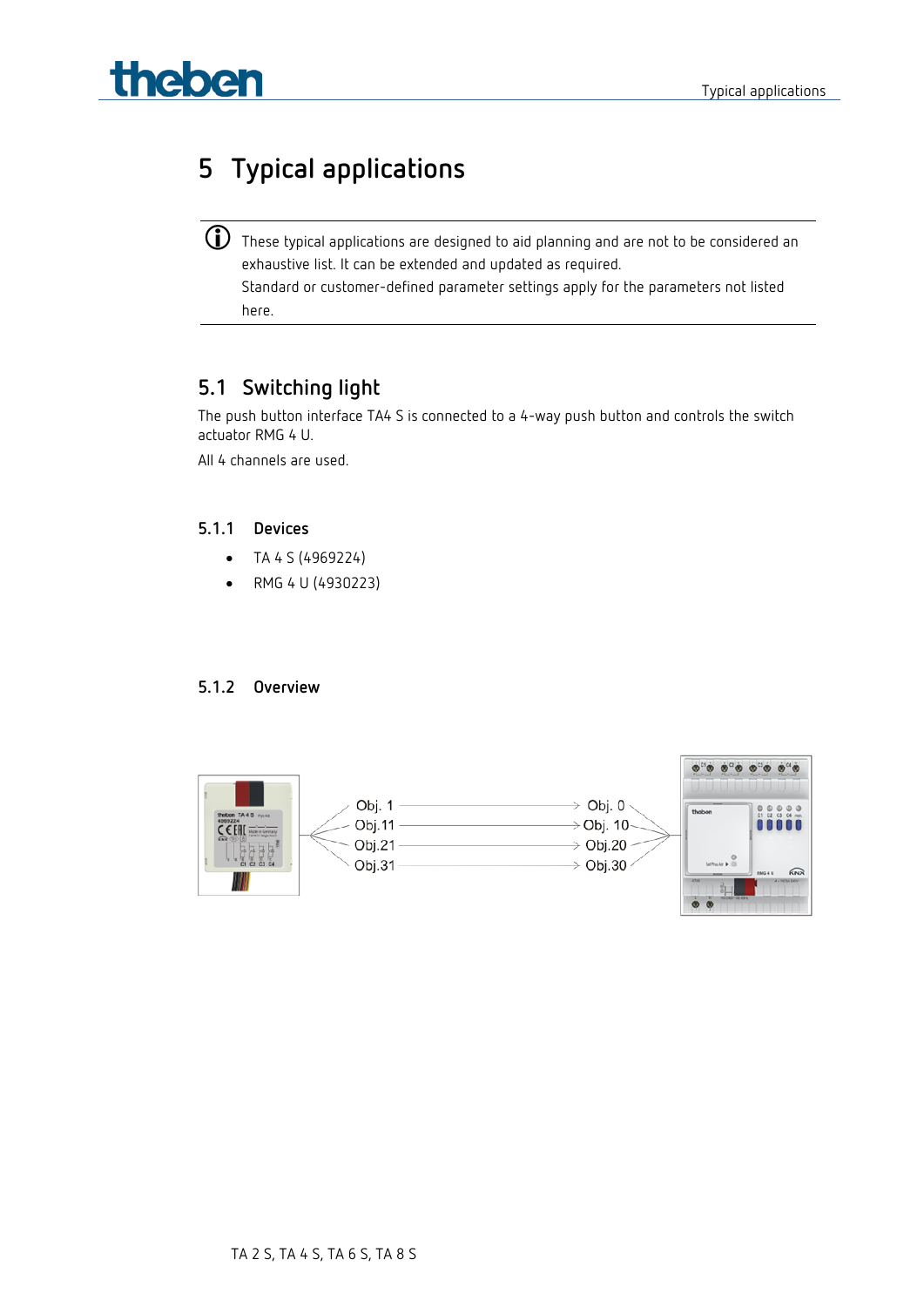## 5 Typical applications

> ⓘ These typical applications are designed to aid planning and are not to be considered an exhaustive list. It can be extended and updated as required.
> Standard or customer-defined parameter settings apply for the parameters not listed here.

### 5.1 Switching light

The push button interface TA4 S is connected to a 4-way push button and controls the switch actuator RMG 4 U.

All 4 channels are used.

#### 5.1.1 Devices

- TA 4 S (4969224)
- RMG 4 U (4930223)

#### 5.1.2 Overview

| TA 4 S | | RMG 4 U |
|---|---|---|
| Obj. 1 | → | Obj. 0 |
| Obj.11 | → | Obj. 10 |
| Obj.21 | → | Obj.20 |
| Obj.31 | → | Obj.30 |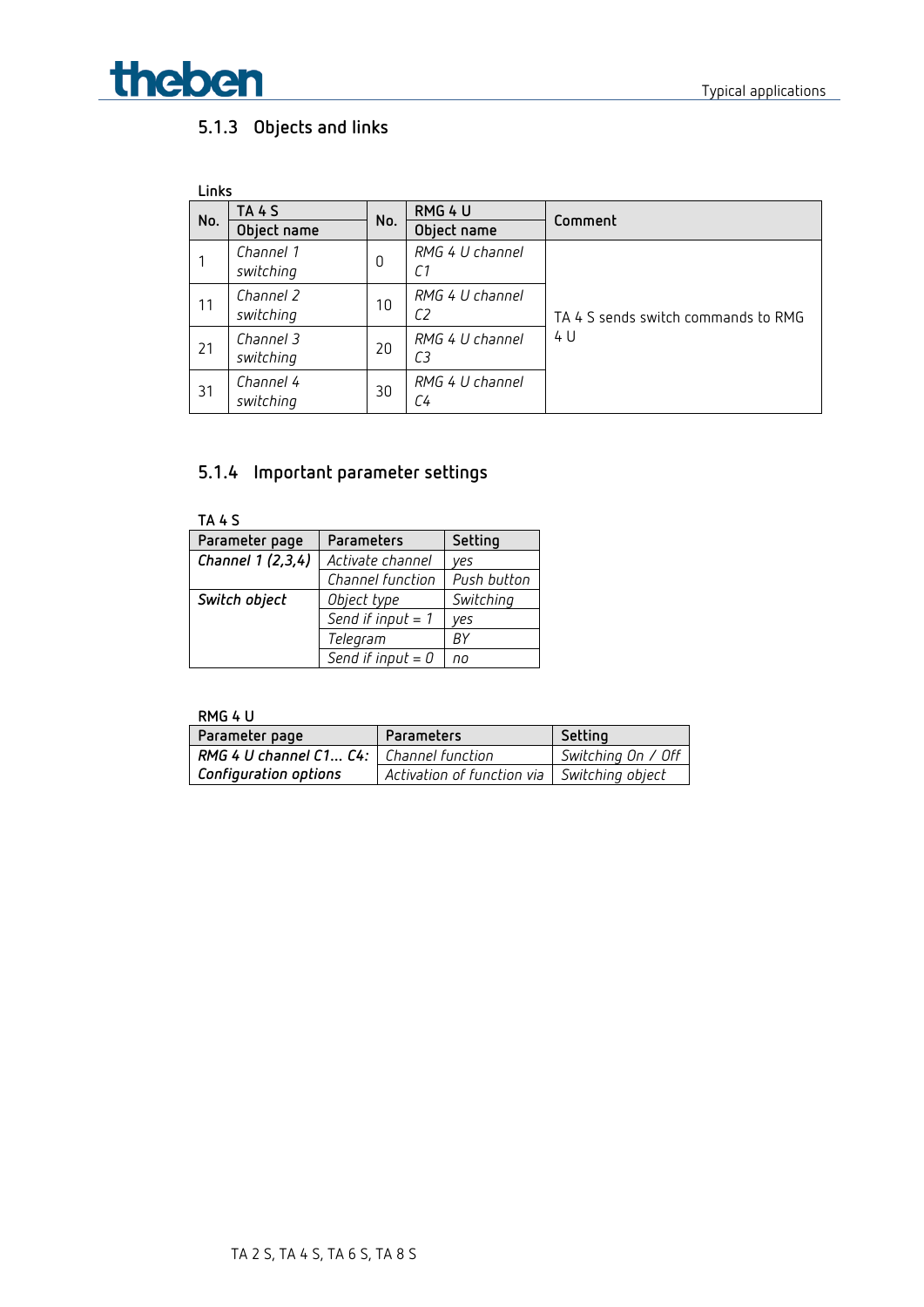### 5.1.3 Objects and links

**Links**

| No. | TA 4 S<br>Object name | No. | RMG 4 U<br>Object name | Comment |
|---|---|---|---|---|
| 1 | *Channel 1 switching* | 0 | *RMG 4 U channel C1* | TA 4 S sends switch commands to RMG 4 U |
| 11 | *Channel 2 switching* | 10 | *RMG 4 U channel C2* | |
| 21 | *Channel 3 switching* | 20 | *RMG 4 U channel C3* | |
| 31 | *Channel 4 switching* | 30 | *RMG 4 U channel C4* | |

### 5.1.4 Important parameter settings

**TA 4 S**

| Parameter page | Parameters | Setting |
|---|---|---|
| ***Channel 1 (2,3,4)*** | *Activate channel* | *yes* |
| | *Channel function* | *Push button* |
| ***Switch object*** | *Object type* | *Switching* |
| | *Send if input = 1* | *yes* |
| | *Telegram* | *BY* |
| | *Send if input = 0* | *no* |

**RMG 4 U**

| Parameter page | Parameters | Setting |
|---|---|---|
| ***RMG 4 U channel C1... C4:*** | *Channel function* | *Switching On / Off* |
| ***Configuration options*** | *Activation of function via* | *Switching object* |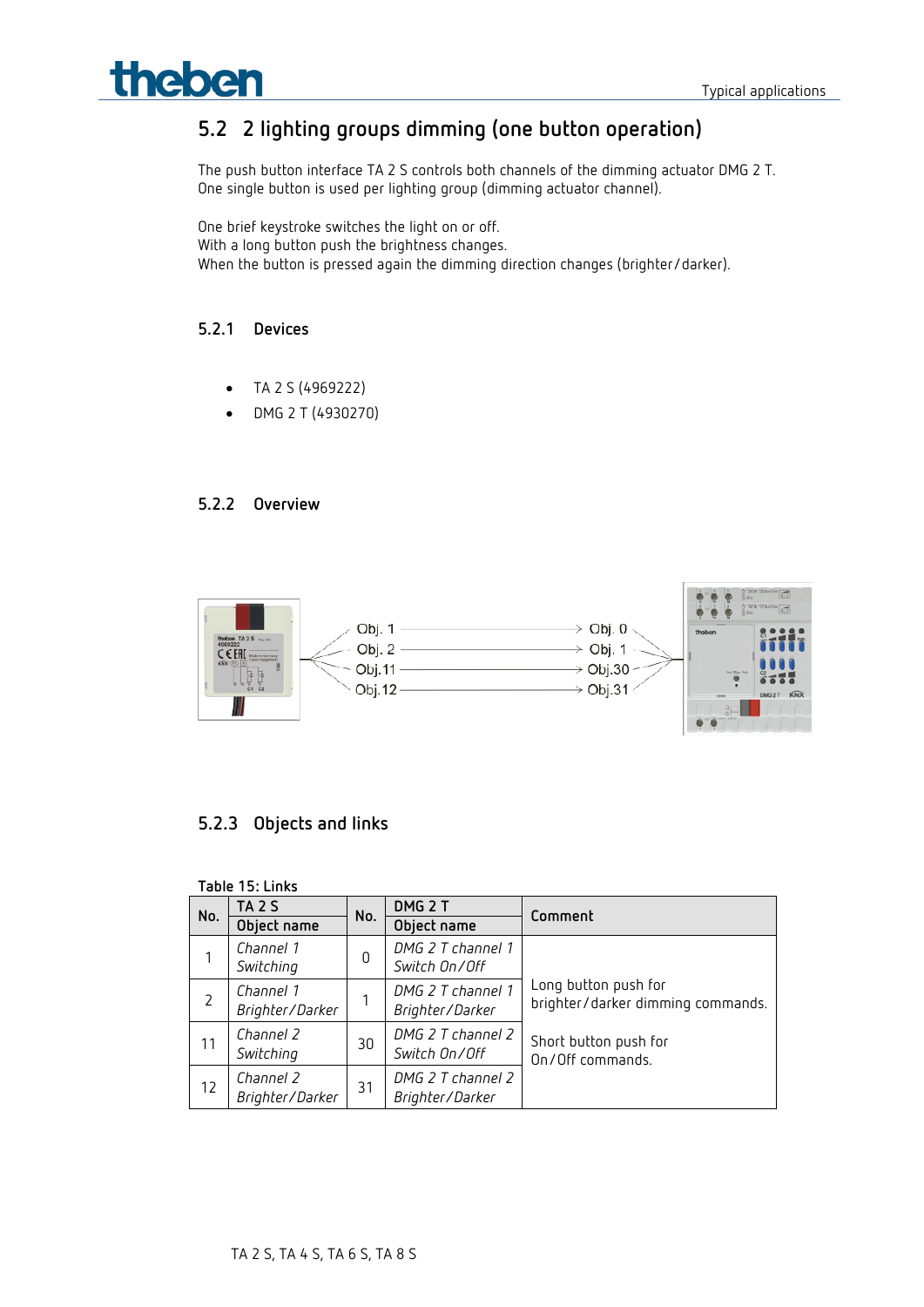## 5.2 2 lighting groups dimming (one button operation)

The push button interface TA 2 S controls both channels of the dimming actuator DMG 2 T.
One single button is used per lighting group (dimming actuator channel).

One brief keystroke switches the light on or off.
With a long button push the brightness changes.
When the button is pressed again the dimming direction changes (brighter/darker).

### 5.2.1 Devices

- TA 2 S (4969222)
- DMG 2 T (4930270)

### 5.2.2 Overview

Obj. 1 → Obj. 0
Obj. 2 → Obj. 1
Obj.11 → Obj.30
Obj.12 → Obj.31

### 5.2.3 Objects and links

**Table 15: Links**

| No. | TA 2 S Object name | No. | DMG 2 T Object name | Comment |
|---|---|---|---|---|
| 1 | *Channel 1 Switching* | 0 | *DMG 2 T channel 1 Switch On/Off* | Long button push for brighter/darker dimming commands. Short button push for On/Off commands. |
| 2 | *Channel 1 Brighter/Darker* | 1 | *DMG 2 T channel 1 Brighter/Darker* | |
| 11 | *Channel 2 Switching* | 30 | *DMG 2 T channel 2 Switch On/Off* | |
| 12 | *Channel 2 Brighter/Darker* | 31 | *DMG 2 T channel 2 Brighter/Darker* | |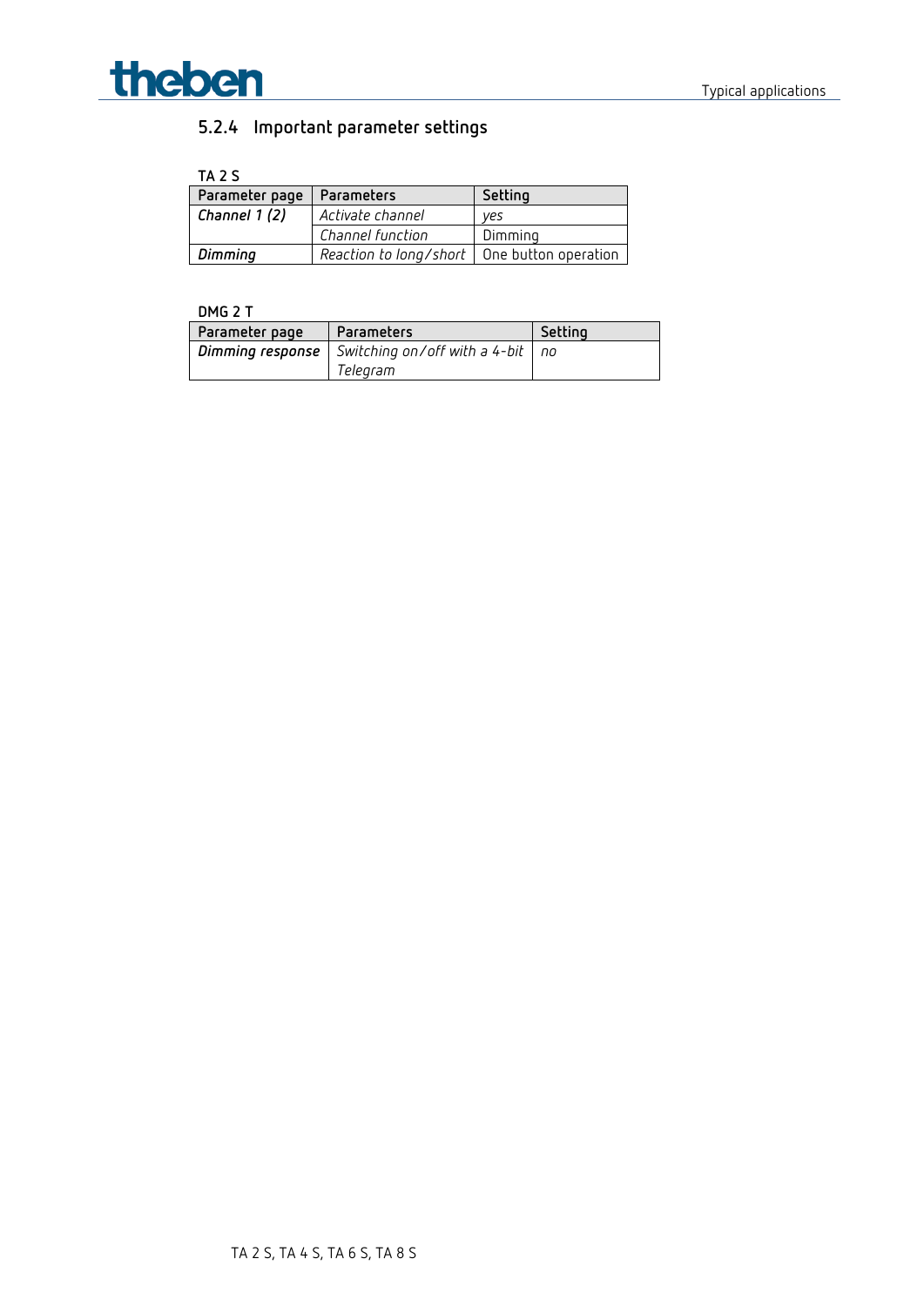### 5.2.4 Important parameter settings

**TA 2 S**

| Parameter page | Parameters | Setting |
|---|---|---|
| ***Channel 1 (2)*** | *Activate channel* | *yes* |
| | *Channel function* | Dimming |
| ***Dimming*** | *Reaction to long/short* | One button operation |

**DMG 2 T**

| Parameter page | Parameters | Setting |
|---|---|---|
| ***Dimming response*** | *Switching on/off with a 4-bit Telegram* | *no* |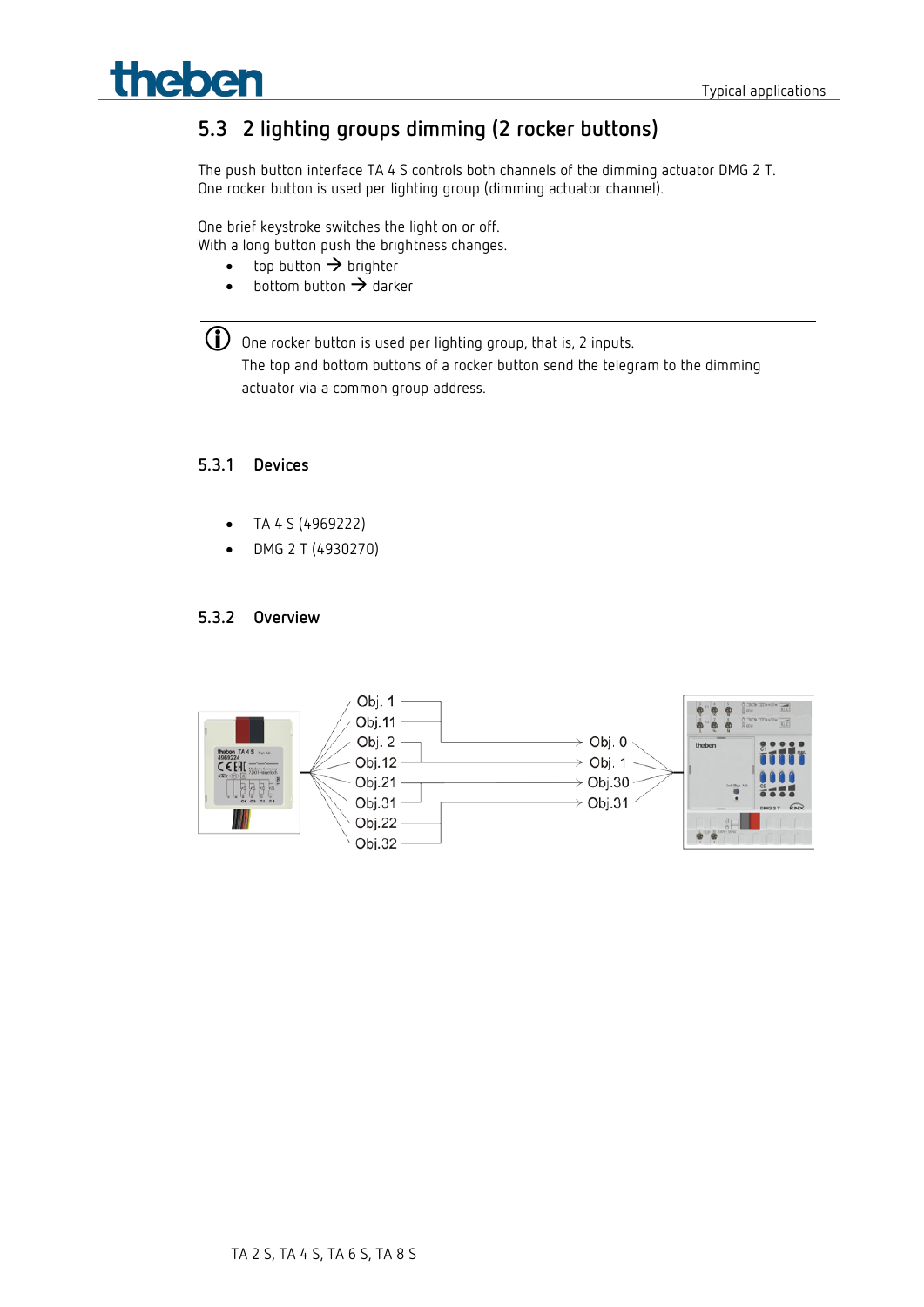## 5.3 2 lighting groups dimming (2 rocker buttons)

The push button interface TA 4 S controls both channels of the dimming actuator DMG 2 T.
One rocker button is used per lighting group (dimming actuator channel).

One brief keystroke switches the light on or off.
With a long button push the brightness changes.

- top button → brighter
- bottom button → darker

> ⓘ One rocker button is used per lighting group, that is, 2 inputs.
> The top and bottom buttons of a rocker button send the telegram to the dimming actuator via a common group address.

### 5.3.1 Devices

- TA 4 S (4969222)
- DMG 2 T (4930270)

### 5.3.2 Overview

Obj. 1
Obj.11
Obj. 2
Obj.12
Obj.21
Obj.31
Obj.22
Obj.32

Obj. 0
Obj. 1
Obj.30
Obj.31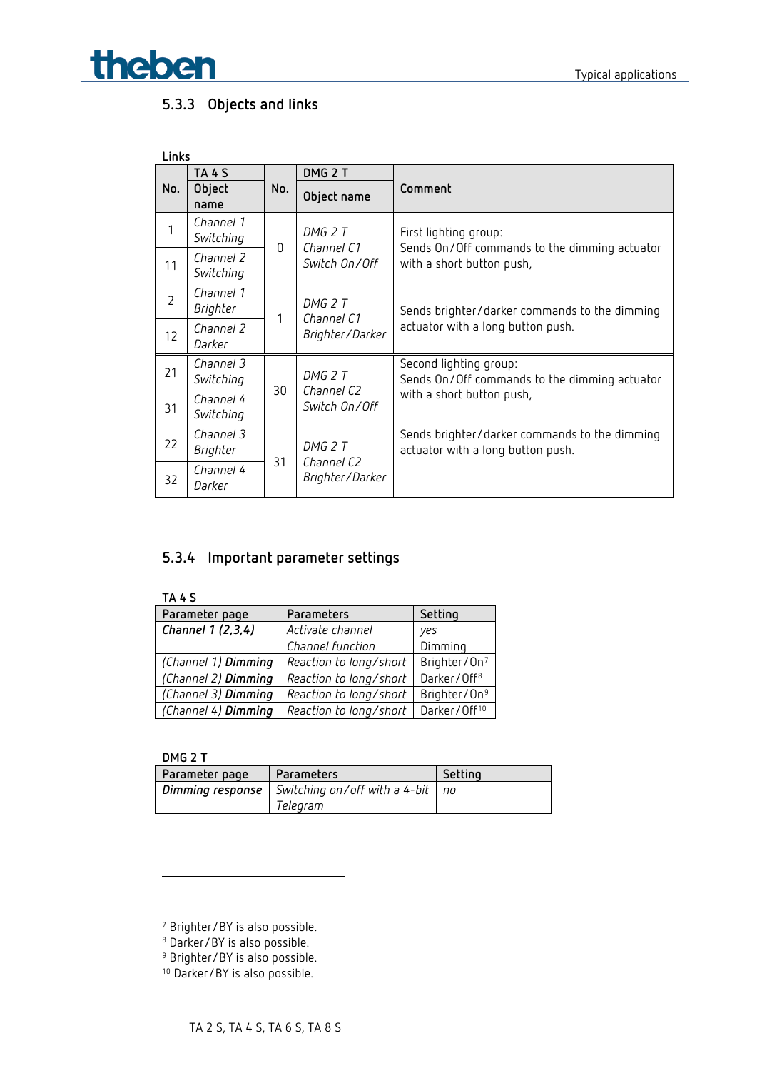### 5.3.3 Objects and links

**Links**

| TA 4 S | | DMG 2 T | | |
|---|---|---|---|---|
| **No.** | **Object name** | **No.** | **Object name** | **Comment** |
| 1 | *Channel 1 Switching* | 0 | *DMG 2 T Channel C1 Switch On/Off* | First lighting group: Sends On/Off commands to the dimming actuator with a short button push, |
| 11 | *Channel 2 Switching* | | | |
| 2 | *Channel 1 Brighter* | 1 | *DMG 2 T Channel C1 Brighter/Darker* | Sends brighter/darker commands to the dimming actuator with a long button push. |
| 12 | *Channel 2 Darker* | | | |
| 21 | *Channel 3 Switching* | 30 | *DMG 2 T Channel C2 Switch On/Off* | Second lighting group: Sends On/Off commands to the dimming actuator with a short button push, |
| 31 | *Channel 4 Switching* | | | |
| 22 | *Channel 3 Brighter* | 31 | *DMG 2 T Channel C2 Brighter/Darker* | Sends brighter/darker commands to the dimming actuator with a long button push. |
| 32 | *Channel 4 Darker* | | | |

### 5.3.4 Important parameter settings

**TA 4 S**

| Parameter page | Parameters | Setting |
|---|---|---|
| ***Channel 1 (2,3,4)*** | *Activate channel* | *yes* |
| | *Channel function* | Dimming |
| *(Channel 1)* ***Dimming*** | *Reaction to long/short* | Brighter/On[7] |
| *(Channel 2)* ***Dimming*** | *Reaction to long/short* | Darker/Off[8] |
| *(Channel 3)* ***Dimming*** | *Reaction to long/short* | Brighter/On[9] |
| *(Channel 4)* ***Dimming*** | *Reaction to long/short* | Darker/Off[10] |

**DMG 2 T**

| Parameter page | Parameters | Setting |
|---|---|---|
| ***Dimming response*** | *Switching on/off with a 4-bit Telegram* | *no* |

---

[7] Brighter/BY is also possible.
[8] Darker/BY is also possible.
[9] Brighter/BY is also possible.
[10] Darker/BY is also possible.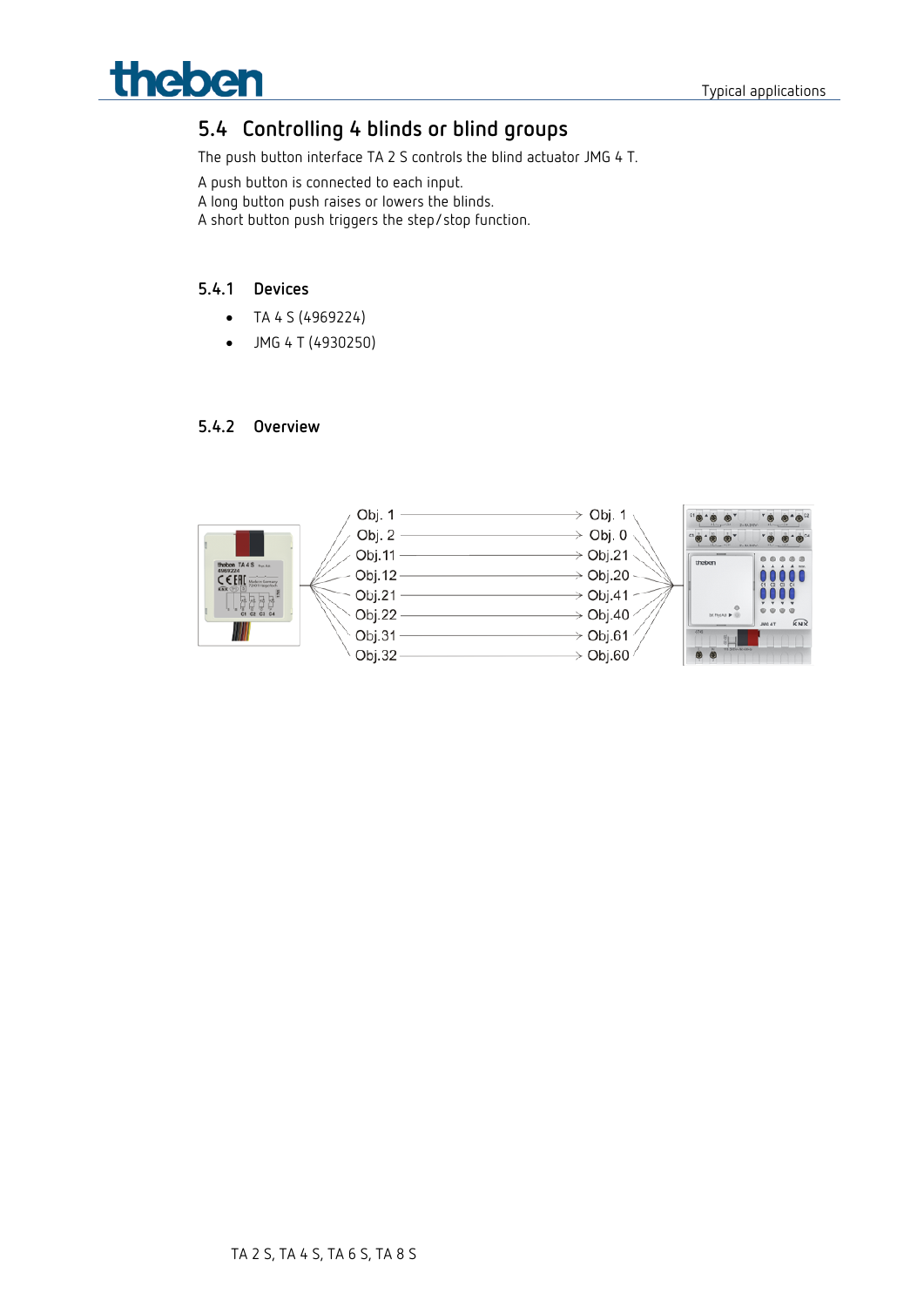## 5.4 Controlling 4 blinds or blind groups

The push button interface TA 2 S controls the blind actuator JMG 4 T.

A push button is connected to each input.
A long button push raises or lowers the blinds.
A short button push triggers the step/stop function.

### 5.4.1 Devices

- TA 4 S (4969224)
- JMG 4 T (4930250)

### 5.4.2 Overview

| TA 4 S | | JMG 4 T |
|---|---|---|
| Obj. 1 | → | Obj. 1 |
| Obj. 2 | → | Obj. 0 |
| Obj.11 | → | Obj.21 |
| Obj.12 | → | Obj.20 |
| Obj.21 | → | Obj.41 |
| Obj.22 | → | Obj.40 |
| Obj.31 | → | Obj.61 |
| Obj.32 | → | Obj.60 |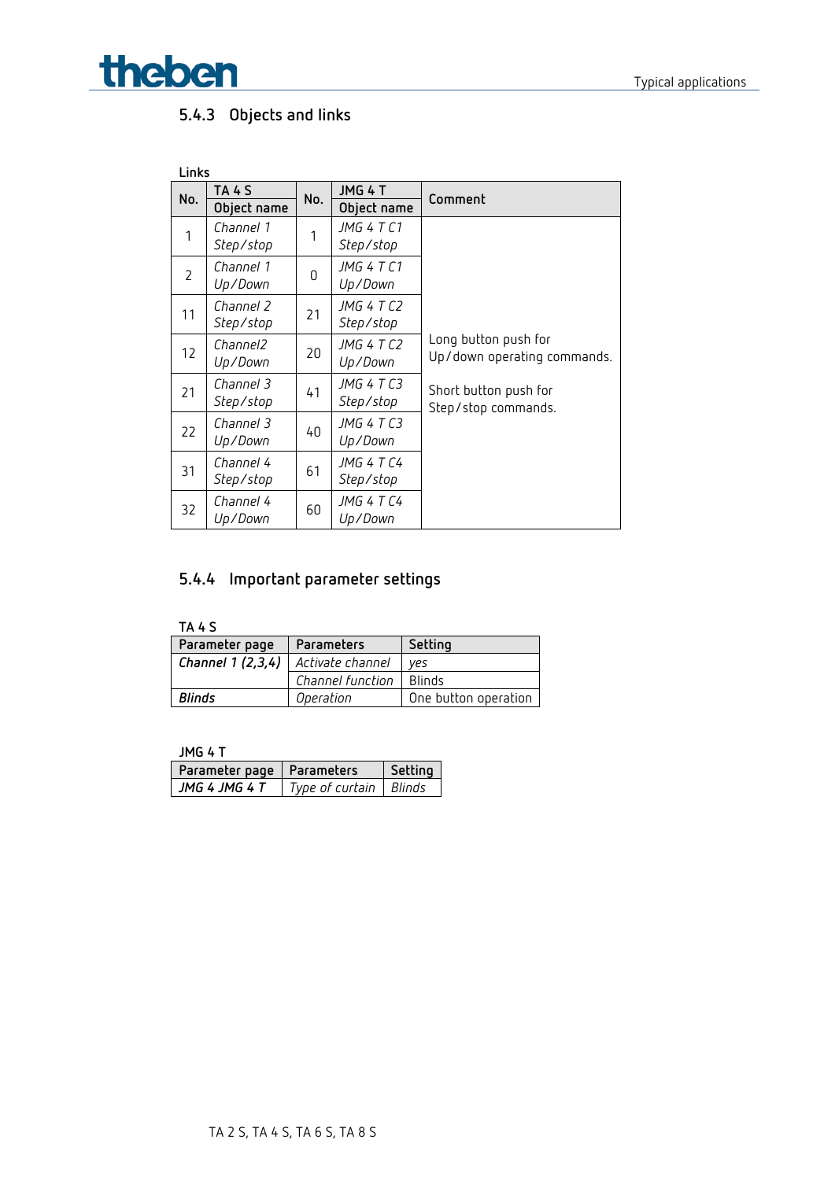### 5.4.3 Objects and links

**Links**

| No. | TA 4 S<br>Object name | No. | JMG 4 T<br>Object name | Comment |
|---|---|---|---|---|
| 1 | *Channel 1 Step/stop* | 1 | *JMG 4 T C1 Step/stop* | Long button push for Up/down operating commands.<br><br>Short button push for Step/stop commands. |
| 2 | *Channel 1 Up/Down* | 0 | *JMG 4 T C1 Up/Down* | |
| 11 | *Channel 2 Step/stop* | 21 | *JMG 4 T C2 Step/stop* | |
| 12 | *Channel2 Up/Down* | 20 | *JMG 4 T C2 Up/Down* | |
| 21 | *Channel 3 Step/stop* | 41 | *JMG 4 T C3 Step/stop* | |
| 22 | *Channel 3 Up/Down* | 40 | *JMG 4 T C3 Up/Down* | |
| 31 | *Channel 4 Step/stop* | 61 | *JMG 4 T C4 Step/stop* | |
| 32 | *Channel 4 Up/Down* | 60 | *JMG 4 T C4 Up/Down* | |

### 5.4.4 Important parameter settings

**TA 4 S**

| Parameter page | Parameters | Setting |
|---|---|---|
| ***Channel 1 (2,3,4)*** | *Activate channel* | *yes* |
| | *Channel function* | Blinds |
| ***Blinds*** | *Operation* | One button operation |

JMG 4 T

| Parameter page | Parameters | Setting |
|---|---|---|
| ***JMG 4 JMG 4 T*** | *Type of curtain* | *Blinds* |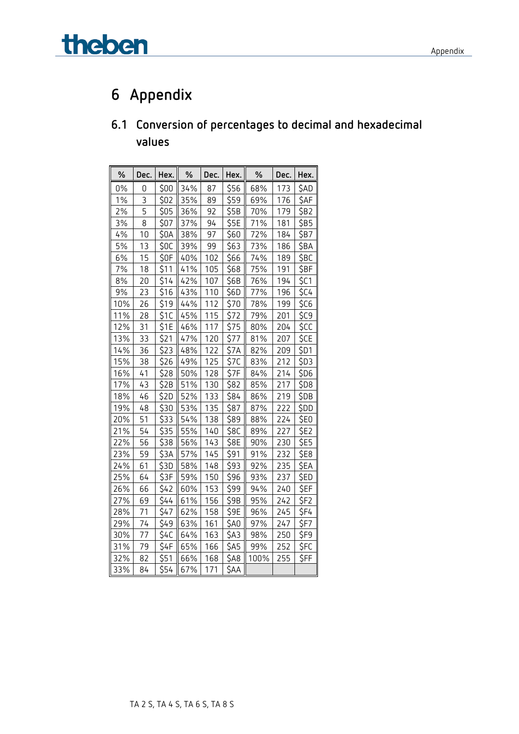# 6 Appendix

## 6.1 Conversion of percentages to decimal and hexadecimal values

| % | Dec. | Hex. | % | Dec. | Hex. | % | Dec. | Hex. |
|---|---|---|---|---|---|---|---|---|
| 0% | 0 | $00 | 34% | 87 | $56 | 68% | 173 | $AD |
| 1% | 3 | $02 | 35% | 89 | $59 | 69% | 176 | $AF |
| 2% | 5 | $05 | 36% | 92 | $5B | 70% | 179 | $B2 |
| 3% | 8 | $07 | 37% | 94 | $5E | 71% | 181 | $B5 |
| 4% | 10 | $0A | 38% | 97 | $60 | 72% | 184 | $B7 |
| 5% | 13 | $0C | 39% | 99 | $63 | 73% | 186 | $BA |
| 6% | 15 | $0F | 40% | 102 | $66 | 74% | 189 | $BC |
| 7% | 18 | $11 | 41% | 105 | $68 | 75% | 191 | $BF |
| 8% | 20 | $14 | 42% | 107 | $6B | 76% | 194 | $C1 |
| 9% | 23 | $16 | 43% | 110 | $6D | 77% | 196 | $C4 |
| 10% | 26 | $19 | 44% | 112 | $70 | 78% | 199 | $C6 |
| 11% | 28 | $1C | 45% | 115 | $72 | 79% | 201 | $C9 |
| 12% | 31 | $1E | 46% | 117 | $75 | 80% | 204 | $CC |
| 13% | 33 | $21 | 47% | 120 | $77 | 81% | 207 | $CE |
| 14% | 36 | $23 | 48% | 122 | $7A | 82% | 209 | $D1 |
| 15% | 38 | $26 | 49% | 125 | $7C | 83% | 212 | $D3 |
| 16% | 41 | $28 | 50% | 128 | $7F | 84% | 214 | $D6 |
| 17% | 43 | $2B | 51% | 130 | $82 | 85% | 217 | $D8 |
| 18% | 46 | $2D | 52% | 133 | $84 | 86% | 219 | $DB |
| 19% | 48 | $30 | 53% | 135 | $87 | 87% | 222 | $DD |
| 20% | 51 | $33 | 54% | 138 | $89 | 88% | 224 | $E0 |
| 21% | 54 | $35 | 55% | 140 | $8C | 89% | 227 | $E2 |
| 22% | 56 | $38 | 56% | 143 | $8E | 90% | 230 | $E5 |
| 23% | 59 | $3A | 57% | 145 | $91 | 91% | 232 | $E8 |
| 24% | 61 | $3D | 58% | 148 | $93 | 92% | 235 | $EA |
| 25% | 64 | $3F | 59% | 150 | $96 | 93% | 237 | $ED |
| 26% | 66 | $42 | 60% | 153 | $99 | 94% | 240 | $EF |
| 27% | 69 | $44 | 61% | 156 | $9B | 95% | 242 | $F2 |
| 28% | 71 | $47 | 62% | 158 | $9E | 96% | 245 | $F4 |
| 29% | 74 | $49 | 63% | 161 | $A0 | 97% | 247 | $F7 |
| 30% | 77 | $4C | 64% | 163 | $A3 | 98% | 250 | $F9 |
| 31% | 79 | $4F | 65% | 166 | $A5 | 99% | 252 | $FC |
| 32% | 82 | $51 | 66% | 168 | $A8 | 100% | 255 | $FF |
| 33% | 84 | $54 | 67% | 171 | $AA | | | |